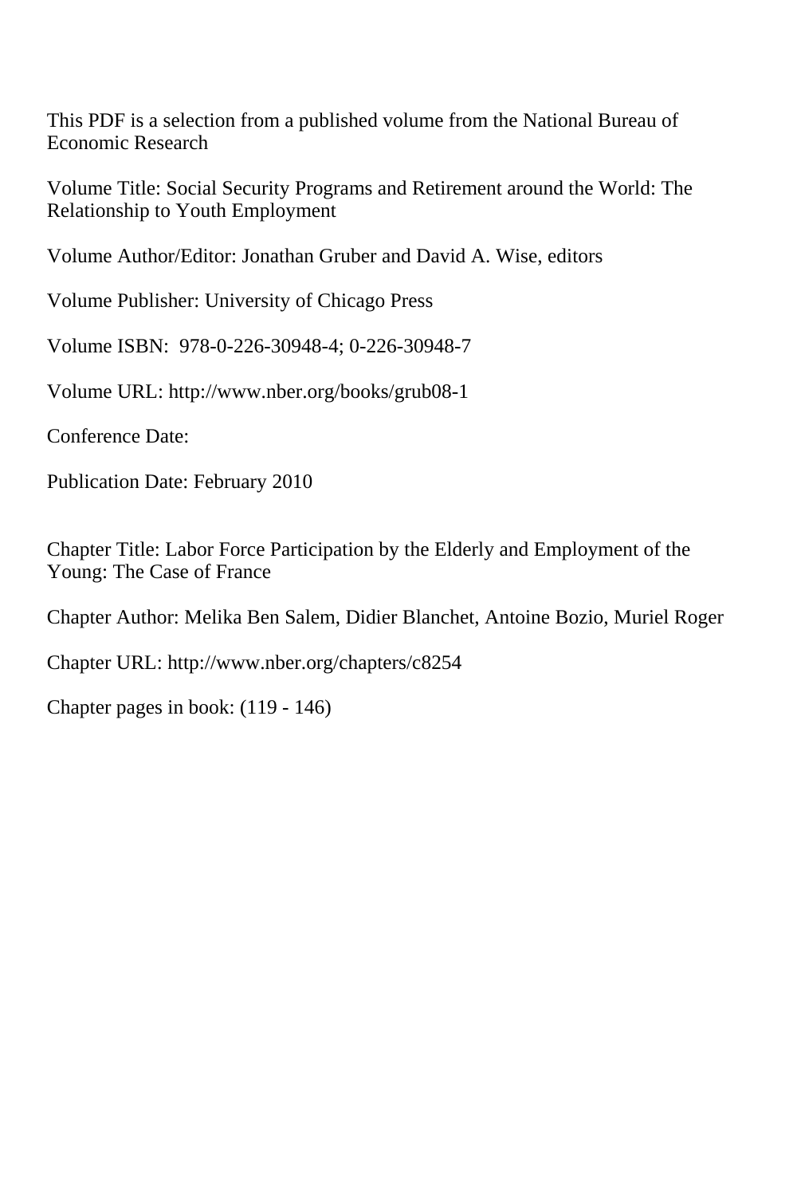This PDF is a selection from a published volume from the National Bureau of Economic Research

Volume Title: Social Security Programs and Retirement around the World: The Relationship to Youth Employment

Volume Author/Editor: Jonathan Gruber and David A. Wise, editors

Volume Publisher: University of Chicago Press

Volume ISBN: 978-0-226-30948-4; 0-226-30948-7

Volume URL: http://www.nber.org/books/grub08-1

Conference Date:

Publication Date: February 2010

Chapter Title: Labor Force Participation by the Elderly and Employment of the Young: The Case of France

Chapter Author: Melika Ben Salem, Didier Blanchet, Antoine Bozio, Muriel Roger

Chapter URL: http://www.nber.org/chapters/c8254

Chapter pages in book: (119 - 146)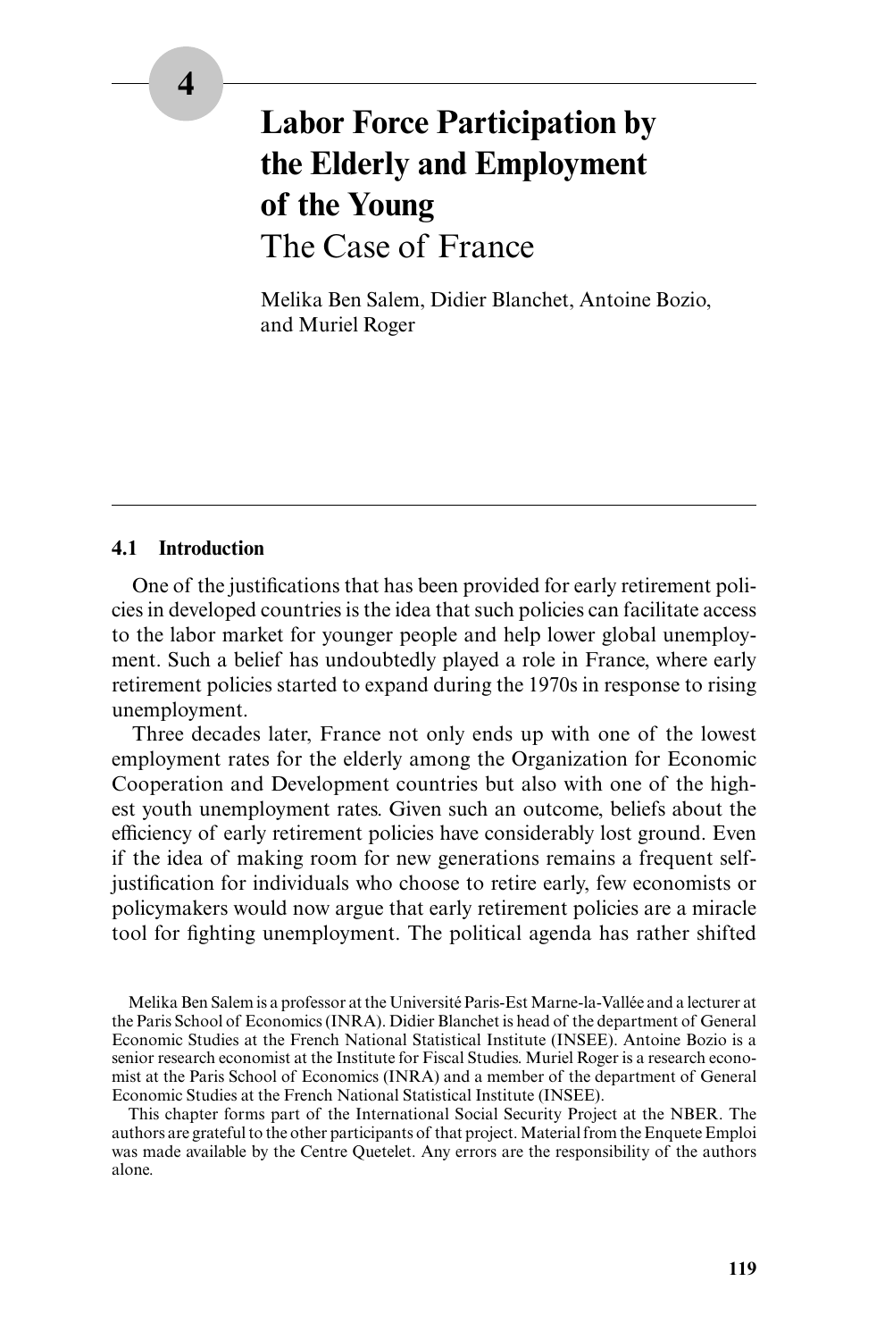# 4 Labor Force Participation by the Elderly and Employment of the Young

## The Case of France

Melika Ben Salem, Didier Blanchet, Antoine Bozio, and Muriel Roger

### 4.1 Introduction

One of the justifications that has been provided for early retirement policies in developed countries is the idea that such policies can facilitate access to the labor market for younger people and help lower global unemployment. Such a belief has undoubtedly played a role in France, where early retirement policies started to expand during the 1970s in response to rising unemployment.

Three decades later, France not only ends up with one of the lowest employment rates for the elderly among the Organization for Economic Cooperation and Development countries but also with one of the highest youth unemployment rates. Given such an outcome, beliefs about the efficiency of early retirement policies have considerably lost ground. Even if the idea of making room for new generations remains a frequent self-justification for individuals who choose to retire early, few economists or policymakers would now argue that early retirement policies are a miracle tool for fighting unemployment. The political agenda has rather shifted

Melika Ben Salem is a professor at the Université Paris-Est Marne-la-Vallée and a lecturer at the Paris School of Economics (INRA). Didier Blanchet is head of the department of General Economic Studies at the French National Statistical Institute (INSEE). Antoine Bozio is a senior research economist at the Institute for Fiscal Studies. Muriel Roger is a research economist at the Paris School of Economics (INRA) and a member of the department of General Economic Studies at the French National Statistical Institute (INSEE).

This chapter forms part of the International Social Security Project at the NBER. The authors are grateful to the other participants of that project. Material from the Enquete Emploi was made available by the Centre Quetelet. Any errors are the responsibility of the authors alone.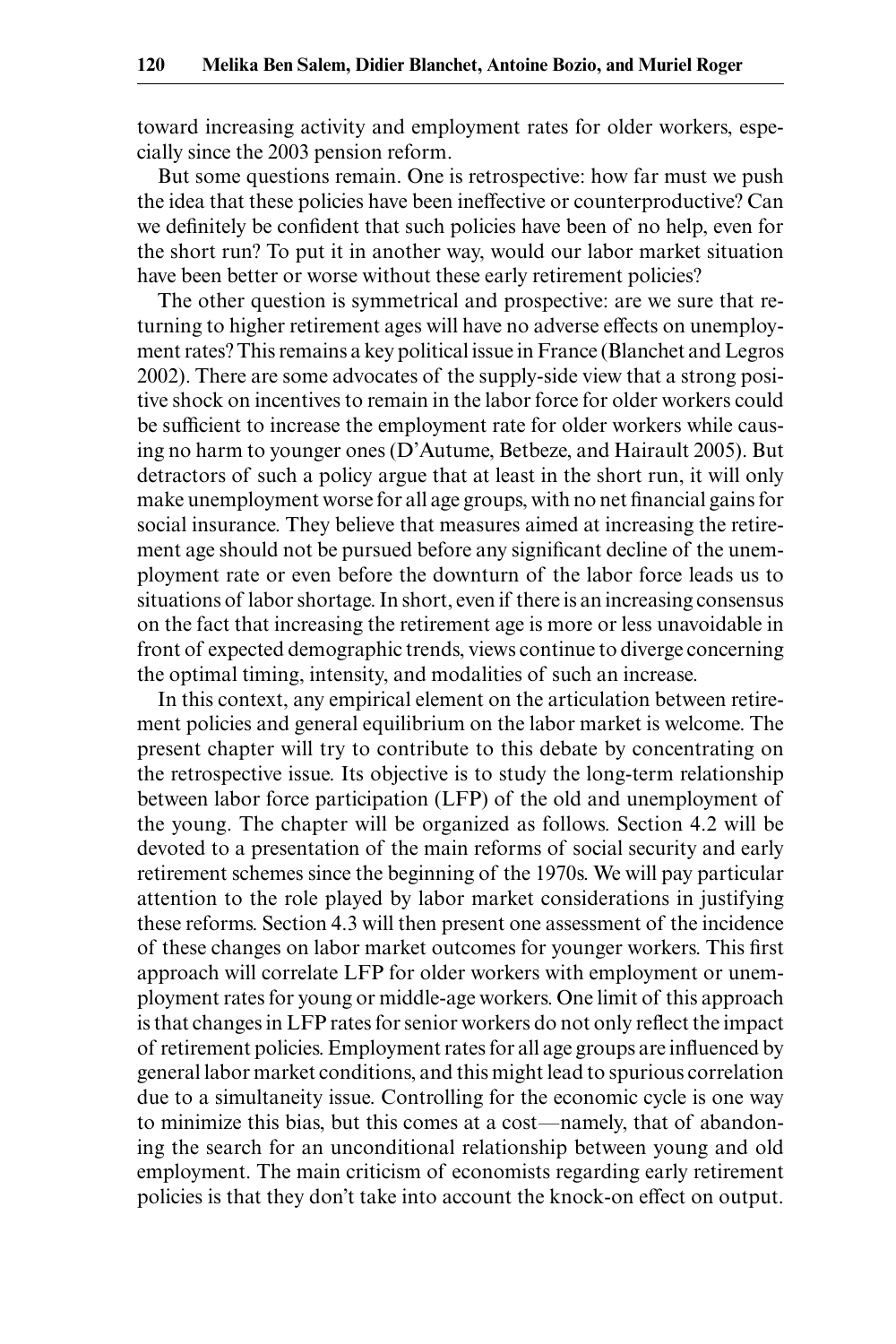toward increasing activity and employment rates for older workers, especially since the 2003 pension reform.

But some questions remain. One is retrospective: how far must we push the idea that these policies have been ineffective or counterproductive? Can we definitely be confident that such policies have been of no help, even for the short run? To put it in another way, would our labor market situation have been better or worse without these early retirement policies?

The other question is symmetrical and prospective: are we sure that returning to higher retirement ages will have no adverse effects on unemployment rates? This remains a key political issue in France (Blanchet and Legros 2002). There are some advocates of the supply-side view that a strong positive shock on incentives to remain in the labor force for older workers could be sufficient to increase the employment rate for older workers while causing no harm to younger ones (D'Autume, Betbeze, and Hairault 2005). But detractors of such a policy argue that at least in the short run, it will only make unemployment worse for all age groups, with no net financial gains for social insurance. They believe that measures aimed at increasing the retirement age should not be pursued before any significant decline of the unemployment rate or even before the downturn of the labor force leads us to situations of labor shortage. In short, even if there is an increasing consensus on the fact that increasing the retirement age is more or less unavoidable in front of expected demographic trends, views continue to diverge concerning the optimal timing, intensity, and modalities of such an increase.

In this context, any empirical element on the articulation between retirement policies and general equilibrium on the labor market is welcome. The present chapter will try to contribute to this debate by concentrating on the retrospective issue. Its objective is to study the long-term relationship between labor force participation (LFP) of the old and unemployment of the young. The chapter will be organized as follows. Section 4.2 will be devoted to a presentation of the main reforms of social security and early retirement schemes since the beginning of the 1970s. We will pay particular attention to the role played by labor market considerations in justifying these reforms. Section 4.3 will then present one assessment of the incidence of these changes on labor market outcomes for younger workers. This first approach will correlate LFP for older workers with employment or unemployment rates for young or middle-age workers. One limit of this approach is that changes in LFP rates for senior workers do not only reflect the impact of retirement policies. Employment rates for all age groups are influenced by general labor market conditions, and this might lead to spurious correlation due to a simultaneity issue. Controlling for the economic cycle is one way to minimize this bias, but this comes at a cost—namely, that of abandoning the search for an unconditional relationship between young and old employment. The main criticism of economists regarding early retirement policies is that they don't take into account the knock-on effect on output.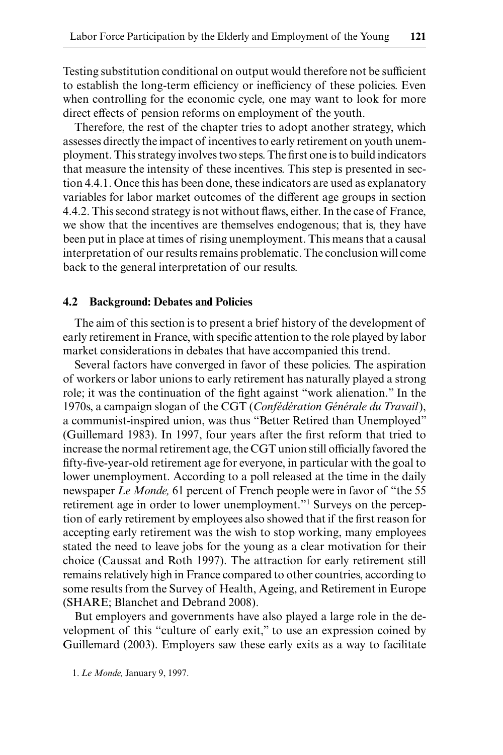Testing substitution conditional on output would therefore not be sufficient to establish the long-term efficiency or inefficiency of these policies. Even when controlling for the economic cycle, one may want to look for more direct effects of pension reforms on employment of the youth.

Therefore, the rest of the chapter tries to adopt another strategy, which assesses directly the impact of incentives to early retirement on youth unemployment. This strategy involves two steps. The first one is to build indicators that measure the intensity of these incentives. This step is presented in section 4.4.1. Once this has been done, these indicators are used as explanatory variables for labor market outcomes of the different age groups in section 4.4.2. This second strategy is not without flaws, either. In the case of France, we show that the incentives are themselves endogenous; that is, they have been put in place at times of rising unemployment. This means that a causal interpretation of our results remains problematic. The conclusion will come back to the general interpretation of our results.

## 4.2 Background: Debates and Policies

The aim of this section is to present a brief history of the development of early retirement in France, with specific attention to the role played by labor market considerations in debates that have accompanied this trend.

Several factors have converged in favor of these policies. The aspiration of workers or labor unions to early retirement has naturally played a strong role; it was the continuation of the fight against "work alienation." In the 1970s, a campaign slogan of the CGT (*Confédération Générale du Travail*), a communist-inspired union, was thus "Better Retired than Unemployed" (Guillemard 1983). In 1997, four years after the first reform that tried to increase the normal retirement age, the CGT union still officially favored the fifty-five-year-old retirement age for everyone, in particular with the goal to lower unemployment. According to a poll released at the time in the daily newspaper *Le Monde,* 61 percent of French people were in favor of "the 55 retirement age in order to lower unemployment."[1] Surveys on the perception of early retirement by employees also showed that if the first reason for accepting early retirement was the wish to stop working, many employees stated the need to leave jobs for the young as a clear motivation for their choice (Caussat and Roth 1997). The attraction for early retirement still remains relatively high in France compared to other countries, according to some results from the Survey of Health, Ageing, and Retirement in Europe (SHARE; Blanchet and Debrand 2008).

But employers and governments have also played a large role in the development of this "culture of early exit," to use an expression coined by Guillemard (2003). Employers saw these early exits as a way to facilitate

1. *Le Monde,* January 9, 1997.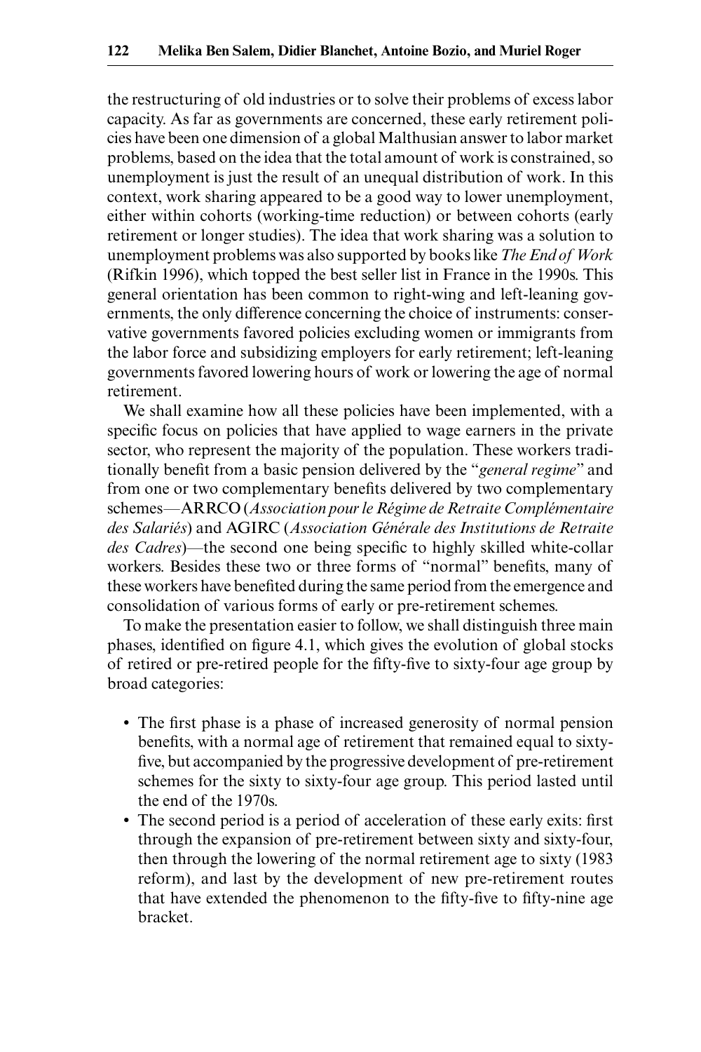the restructuring of old industries or to solve their problems of excess labor capacity. As far as governments are concerned, these early retirement policies have been one dimension of a global Malthusian answer to labor market problems, based on the idea that the total amount of work is constrained, so unemployment is just the result of an unequal distribution of work. In this context, work sharing appeared to be a good way to lower unemployment, either within cohorts (working-time reduction) or between cohorts (early retirement or longer studies). The idea that work sharing was a solution to unemployment problems was also supported by books like *The End of Work* (Rifkin 1996), which topped the best seller list in France in the 1990s. This general orientation has been common to right-wing and left-leaning governments, the only difference concerning the choice of instruments: conservative governments favored policies excluding women or immigrants from the labor force and subsidizing employers for early retirement; left-leaning governments favored lowering hours of work or lowering the age of normal retirement.

We shall examine how all these policies have been implemented, with a specific focus on policies that have applied to wage earners in the private sector, who represent the majority of the population. These workers traditionally benefit from a basic pension delivered by the "*general regime*" and from one or two complementary benefits delivered by two complementary schemes—ARRCO (*Association pour le Régime de Retraite Complémentaire des Salariés*) and AGIRC (*Association Générale des Institutions de Retraite des Cadres*)—the second one being specific to highly skilled white-collar workers. Besides these two or three forms of "normal" benefits, many of these workers have benefited during the same period from the emergence and consolidation of various forms of early or pre-retirement schemes.

To make the presentation easier to follow, we shall distinguish three main phases, identified on figure 4.1, which gives the evolution of global stocks of retired or pre-retired people for the fifty-five to sixty-four age group by broad categories:

- The first phase is a phase of increased generosity of normal pension benefits, with a normal age of retirement that remained equal to sixty-five, but accompanied by the progressive development of pre-retirement schemes for the sixty to sixty-four age group. This period lasted until the end of the 1970s.
- The second period is a period of acceleration of these early exits: first through the expansion of pre-retirement between sixty and sixty-four, then through the lowering of the normal retirement age to sixty (1983 reform), and last by the development of new pre-retirement routes that have extended the phenomenon to the fifty-five to fifty-nine age bracket.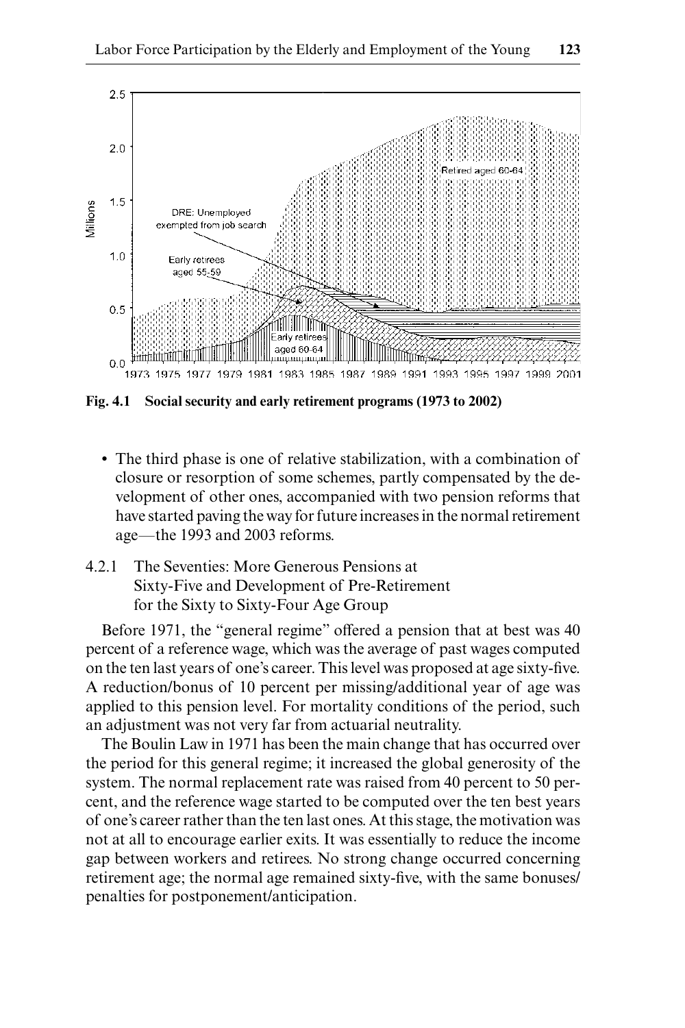**Fig. 4.1 Social security and early retirement programs (1973 to 2002)**

- The third phase is one of relative stabilization, with a combination of closure or resorption of some schemes, partly compensated by the development of other ones, accompanied with two pension reforms that have started paving the way for future increases in the normal retirement age—the 1993 and 2003 reforms.

### 4.2.1 The Seventies: More Generous Pensions at Sixty-Five and Development of Pre-Retirement for the Sixty to Sixty-Four Age Group

Before 1971, the "general regime" offered a pension that at best was 40 percent of a reference wage, which was the average of past wages computed on the ten last years of one's career. This level was proposed at age sixty-five. A reduction/bonus of 10 percent per missing/additional year of age was applied to this pension level. For mortality conditions of the period, such an adjustment was not very far from actuarial neutrality.

The Boulin Law in 1971 has been the main change that has occurred over the period for this general regime; it increased the global generosity of the system. The normal replacement rate was raised from 40 percent to 50 percent, and the reference wage started to be computed over the ten best years of one's career rather than the ten last ones. At this stage, the motivation was not at all to encourage earlier exits. It was essentially to reduce the income gap between workers and retirees. No strong change occurred concerning retirement age; the normal age remained sixty-five, with the same bonuses/penalties for postponement/anticipation.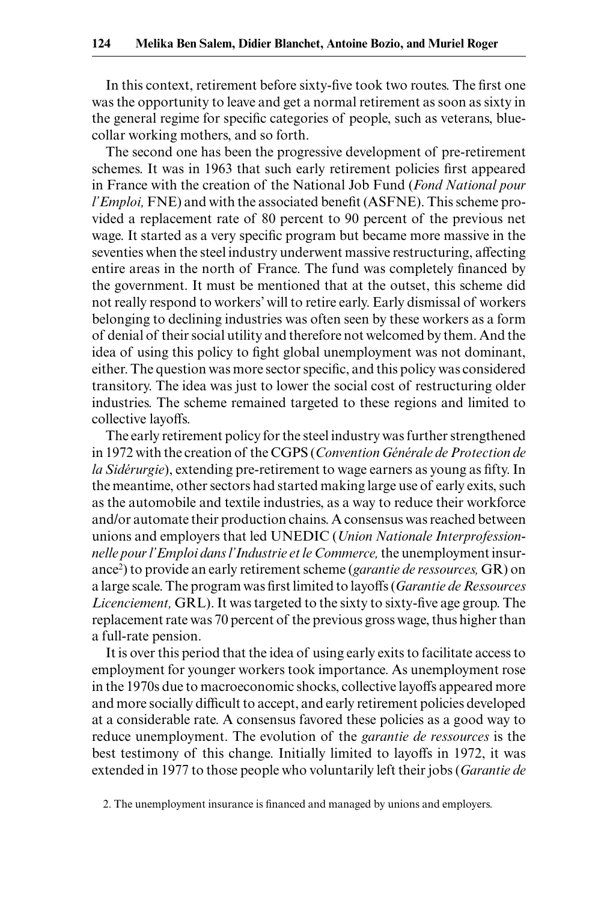In this context, retirement before sixty-five took two routes. The first one was the opportunity to leave and get a normal retirement as soon as sixty in the general regime for specific categories of people, such as veterans, blue-collar working mothers, and so forth.

The second one has been the progressive development of pre-retirement schemes. It was in 1963 that such early retirement policies first appeared in France with the creation of the National Job Fund (*Fond National pour l'Emploi,* FNE) and with the associated benefit (ASFNE). This scheme provided a replacement rate of 80 percent to 90 percent of the previous net wage. It started as a very specific program but became more massive in the seventies when the steel industry underwent massive restructuring, affecting entire areas in the north of France. The fund was completely financed by the government. It must be mentioned that at the outset, this scheme did not really respond to workers' will to retire early. Early dismissal of workers belonging to declining industries was often seen by these workers as a form of denial of their social utility and therefore not welcomed by them. And the idea of using this policy to fight global unemployment was not dominant, either. The question was more sector specific, and this policy was considered transitory. The idea was just to lower the social cost of restructuring older industries. The scheme remained targeted to these regions and limited to collective layoffs.

The early retirement policy for the steel industry was further strengthened in 1972 with the creation of the CGPS (*Convention Générale de Protection de la Sidérurgie*), extending pre-retirement to wage earners as young as fifty. In the meantime, other sectors had started making large use of early exits, such as the automobile and textile industries, as a way to reduce their workforce and/or automate their production chains. A consensus was reached between unions and employers that led UNEDIC (*Union Nationale Interprofessionnelle pour l'Emploi dans l'Industrie et le Commerce,* the unemployment insurance[2]) to provide an early retirement scheme (*garantie de ressources,* GR) on a large scale. The program was first limited to layoffs (*Garantie de Ressources Licenciement,* GRL). It was targeted to the sixty to sixty-five age group. The replacement rate was 70 percent of the previous gross wage, thus higher than a full-rate pension.

It is over this period that the idea of using early exits to facilitate access to employment for younger workers took importance. As unemployment rose in the 1970s due to macroeconomic shocks, collective layoffs appeared more and more socially difficult to accept, and early retirement policies developed at a considerable rate. A consensus favored these policies as a good way to reduce unemployment. The evolution of the *garantie de ressources* is the best testimony of this change. Initially limited to layoffs in 1972, it was extended in 1977 to those people who voluntarily left their jobs (*Garantie de*

2. The unemployment insurance is financed and managed by unions and employers.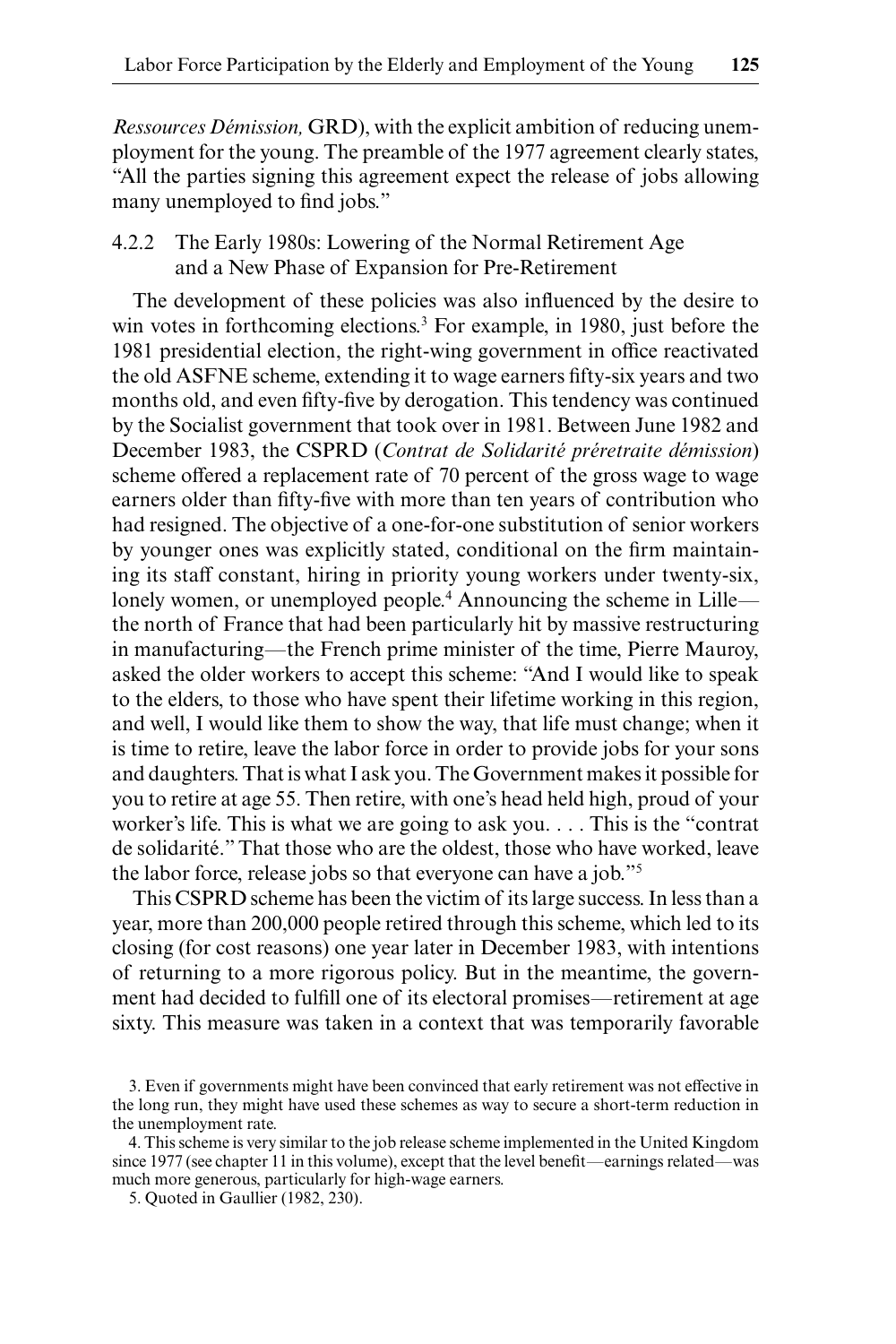*Ressources Démission,* GRD), with the explicit ambition of reducing unemployment for the young. The preamble of the 1977 agreement clearly states, "All the parties signing this agreement expect the release of jobs allowing many unemployed to find jobs."

### 4.2.2 The Early 1980s: Lowering of the Normal Retirement Age and a New Phase of Expansion for Pre-Retirement

The development of these policies was also influenced by the desire to win votes in forthcoming elections.[3] For example, in 1980, just before the 1981 presidential election, the right-wing government in office reactivated the old ASFNE scheme, extending it to wage earners fifty-six years and two months old, and even fifty-five by derogation. This tendency was continued by the Socialist government that took over in 1981. Between June 1982 and December 1983, the CSPRD (*Contrat de Solidarité préretraite démission*) scheme offered a replacement rate of 70 percent of the gross wage to wage earners older than fifty-five with more than ten years of contribution who had resigned. The objective of a one-for-one substitution of senior workers by younger ones was explicitly stated, conditional on the firm maintaining its staff constant, hiring in priority young workers under twenty-six, lonely women, or unemployed people.[4] Announcing the scheme in Lille—the north of France that had been particularly hit by massive restructuring in manufacturing—the French prime minister of the time, Pierre Mauroy, asked the older workers to accept this scheme: "And I would like to speak to the elders, to those who have spent their lifetime working in this region, and well, I would like them to show the way, that life must change; when it is time to retire, leave the labor force in order to provide jobs for your sons and daughters. That is what I ask you. The Government makes it possible for you to retire at age 55. Then retire, with one's head held high, proud of your worker's life. This is what we are going to ask you. . . . This is the "contrat de solidarité." That those who are the oldest, those who have worked, leave the labor force, release jobs so that everyone can have a job."[5]

This CSPRD scheme has been the victim of its large success. In less than a year, more than 200,000 people retired through this scheme, which led to its closing (for cost reasons) one year later in December 1983, with intentions of returning to a more rigorous policy. But in the meantime, the government had decided to fulfill one of its electoral promises—retirement at age sixty. This measure was taken in a context that was temporarily favorable

3. Even if governments might have been convinced that early retirement was not effective in the long run, they might have used these schemes as way to secure a short-term reduction in the unemployment rate.

4. This scheme is very similar to the job release scheme implemented in the United Kingdom since 1977 (see chapter 11 in this volume), except that the level benefit—earnings related—was much more generous, particularly for high-wage earners.

5. Quoted in Gaullier (1982, 230).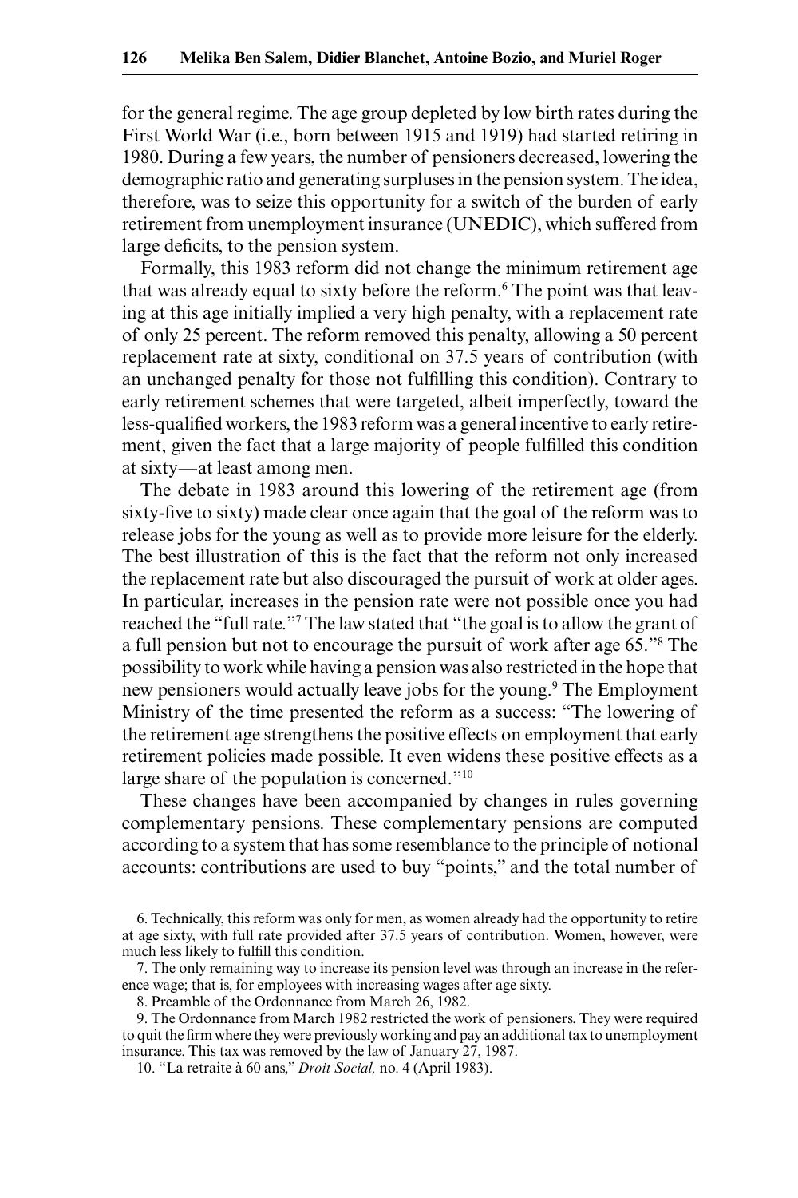for the general regime. The age group depleted by low birth rates during the First World War (i.e., born between 1915 and 1919) had started retiring in 1980. During a few years, the number of pensioners decreased, lowering the demographic ratio and generating surpluses in the pension system. The idea, therefore, was to seize this opportunity for a switch of the burden of early retirement from unemployment insurance (UNEDIC), which suffered from large deficits, to the pension system.

Formally, this 1983 reform did not change the minimum retirement age that was already equal to sixty before the reform.[6] The point was that leaving at this age initially implied a very high penalty, with a replacement rate of only 25 percent. The reform removed this penalty, allowing a 50 percent replacement rate at sixty, conditional on 37.5 years of contribution (with an unchanged penalty for those not fulfilling this condition). Contrary to early retirement schemes that were targeted, albeit imperfectly, toward the less-qualified workers, the 1983 reform was a general incentive to early retirement, given the fact that a large majority of people fulfilled this condition at sixty—at least among men.

The debate in 1983 around this lowering of the retirement age (from sixty-five to sixty) made clear once again that the goal of the reform was to release jobs for the young as well as to provide more leisure for the elderly. The best illustration of this is the fact that the reform not only increased the replacement rate but also discouraged the pursuit of work at older ages. In particular, increases in the pension rate were not possible once you had reached the "full rate."[7] The law stated that "the goal is to allow the grant of a full pension but not to encourage the pursuit of work after age 65."[8] The possibility to work while having a pension was also restricted in the hope that new pensioners would actually leave jobs for the young.[9] The Employment Ministry of the time presented the reform as a success: "The lowering of the retirement age strengthens the positive effects on employment that early retirement policies made possible. It even widens these positive effects as a large share of the population is concerned."[10]

These changes have been accompanied by changes in rules governing complementary pensions. These complementary pensions are computed according to a system that has some resemblance to the principle of notional accounts: contributions are used to buy "points," and the total number of

6. Technically, this reform was only for men, as women already had the opportunity to retire at age sixty, with full rate provided after 37.5 years of contribution. Women, however, were much less likely to fulfill this condition.

7. The only remaining way to increase its pension level was through an increase in the reference wage; that is, for employees with increasing wages after age sixty.

8. Preamble of the Ordonnance from March 26, 1982.

9. The Ordonnance from March 1982 restricted the work of pensioners. They were required to quit the firm where they were previously working and pay an additional tax to unemployment insurance. This tax was removed by the law of January 27, 1987.

10. "La retraite à 60 ans," *Droit Social,* no. 4 (April 1983).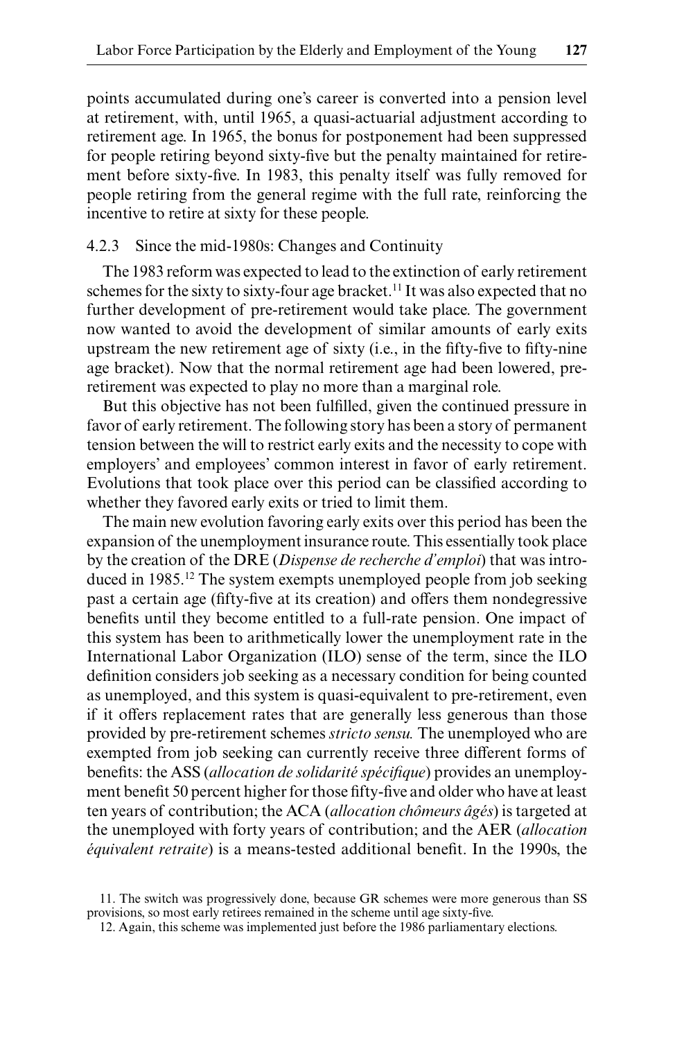points accumulated during one's career is converted into a pension level at retirement, with, until 1965, a quasi-actuarial adjustment according to retirement age. In 1965, the bonus for postponement had been suppressed for people retiring beyond sixty-five but the penalty maintained for retirement before sixty-five. In 1983, this penalty itself was fully removed for people retiring from the general regime with the full rate, reinforcing the incentive to retire at sixty for these people.

### 4.2.3 Since the mid-1980s: Changes and Continuity

The 1983 reform was expected to lead to the extinction of early retirement schemes for the sixty to sixty-four age bracket.[11] It was also expected that no further development of pre-retirement would take place. The government now wanted to avoid the development of similar amounts of early exits upstream the new retirement age of sixty (i.e., in the fifty-five to fifty-nine age bracket). Now that the normal retirement age had been lowered, pre-retirement was expected to play no more than a marginal role.

But this objective has not been fulfilled, given the continued pressure in favor of early retirement. The following story has been a story of permanent tension between the will to restrict early exits and the necessity to cope with employers' and employees' common interest in favor of early retirement. Evolutions that took place over this period can be classified according to whether they favored early exits or tried to limit them.

The main new evolution favoring early exits over this period has been the expansion of the unemployment insurance route. This essentially took place by the creation of the DRE (*Dispense de recherche d'emploi*) that was introduced in 1985.[12] The system exempts unemployed people from job seeking past a certain age (fifty-five at its creation) and offers them nondegressive benefits until they become entitled to a full-rate pension. One impact of this system has been to arithmetically lower the unemployment rate in the International Labor Organization (ILO) sense of the term, since the ILO definition considers job seeking as a necessary condition for being counted as unemployed, and this system is quasi-equivalent to pre-retirement, even if it offers replacement rates that are generally less generous than those provided by pre-retirement schemes *stricto sensu.* The unemployed who are exempted from job seeking can currently receive three different forms of benefits: the ASS (*allocation de solidarité spécifique*) provides an unemployment benefit 50 percent higher for those fifty-five and older who have at least ten years of contribution; the ACA (*allocation chômeurs âgés*) is targeted at the unemployed with forty years of contribution; and the AER (*allocation équivalent retraite*) is a means-tested additional benefit. In the 1990s, the

11. The switch was progressively done, because GR schemes were more generous than SS provisions, so most early retirees remained in the scheme until age sixty-five.

12. Again, this scheme was implemented just before the 1986 parliamentary elections.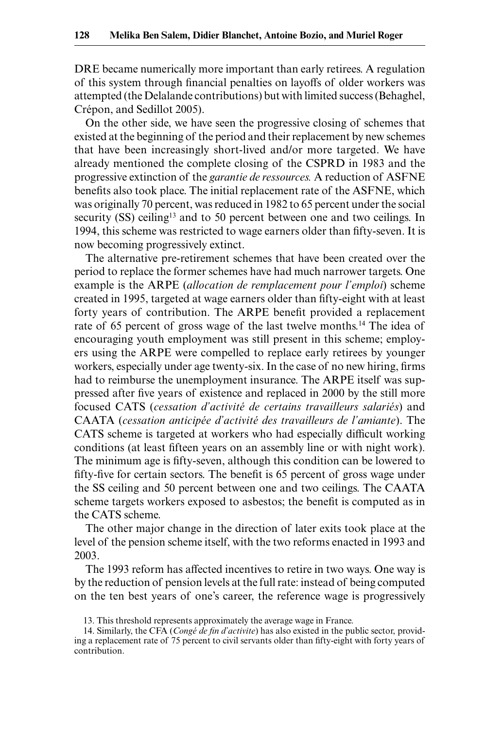DRE became numerically more important than early retirees. A regulation of this system through financial penalties on layoffs of older workers was attempted (the Delalande contributions) but with limited success (Behaghel, Crépon, and Sedillot 2005).

On the other side, we have seen the progressive closing of schemes that existed at the beginning of the period and their replacement by new schemes that have been increasingly short-lived and/or more targeted. We have already mentioned the complete closing of the CSPRD in 1983 and the progressive extinction of the *garantie de ressources.* A reduction of ASFNE benefits also took place. The initial replacement rate of the ASFNE, which was originally 70 percent, was reduced in 1982 to 65 percent under the social security (SS) ceiling[13] and to 50 percent between one and two ceilings. In 1994, this scheme was restricted to wage earners older than fifty-seven. It is now becoming progressively extinct.

The alternative pre-retirement schemes that have been created over the period to replace the former schemes have had much narrower targets. One example is the ARPE (*allocation de remplacement pour l'emploi*) scheme created in 1995, targeted at wage earners older than fifty-eight with at least forty years of contribution. The ARPE benefit provided a replacement rate of 65 percent of gross wage of the last twelve months.[14] The idea of encouraging youth employment was still present in this scheme; employers using the ARPE were compelled to replace early retirees by younger workers, especially under age twenty-six. In the case of no new hiring, firms had to reimburse the unemployment insurance. The ARPE itself was suppressed after five years of existence and replaced in 2000 by the still more focused CATS (*cessation d'activité de certains travailleurs salariés*) and CAATA (*cessation anticipée d'activité des travailleurs de l'amiante*). The CATS scheme is targeted at workers who had especially difficult working conditions (at least fifteen years on an assembly line or with night work). The minimum age is fifty-seven, although this condition can be lowered to fifty-five for certain sectors. The benefit is 65 percent of gross wage under the SS ceiling and 50 percent between one and two ceilings. The CAATA scheme targets workers exposed to asbestos; the benefit is computed as in the CATS scheme.

The other major change in the direction of later exits took place at the level of the pension scheme itself, with the two reforms enacted in 1993 and 2003.

The 1993 reform has affected incentives to retire in two ways. One way is by the reduction of pension levels at the full rate: instead of being computed on the ten best years of one's career, the reference wage is progressively

13. This threshold represents approximately the average wage in France.

14. Similarly, the CFA (*Congé de fin d'activite*) has also existed in the public sector, providing a replacement rate of 75 percent to civil servants older than fifty-eight with forty years of contribution.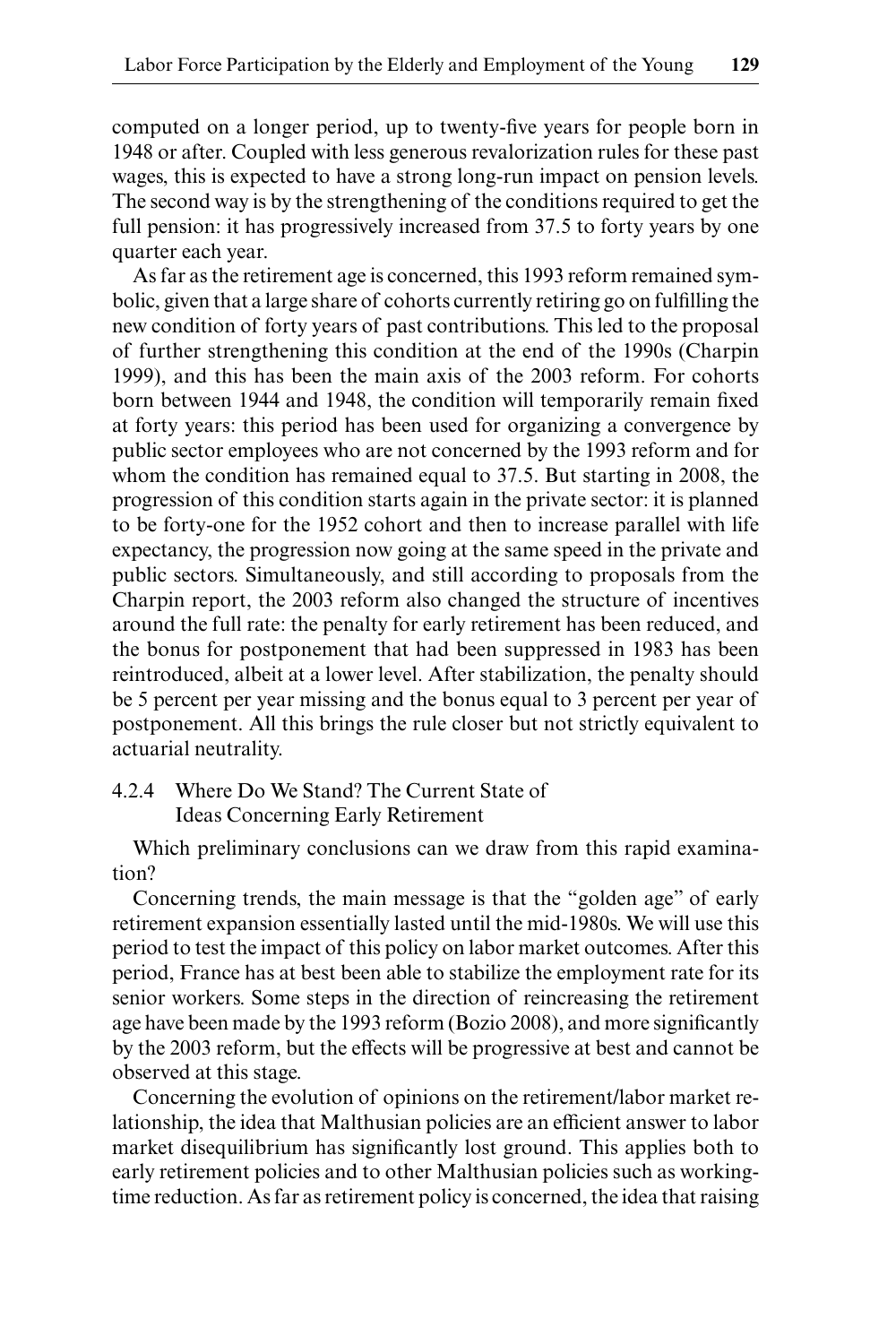computed on a longer period, up to twenty-five years for people born in 1948 or after. Coupled with less generous revalorization rules for these past wages, this is expected to have a strong long-run impact on pension levels. The second way is by the strengthening of the conditions required to get the full pension: it has progressively increased from 37.5 to forty years by one quarter each year.

As far as the retirement age is concerned, this 1993 reform remained symbolic, given that a large share of cohorts currently retiring go on fulfilling the new condition of forty years of past contributions. This led to the proposal of further strengthening this condition at the end of the 1990s (Charpin 1999), and this has been the main axis of the 2003 reform. For cohorts born between 1944 and 1948, the condition will temporarily remain fixed at forty years: this period has been used for organizing a convergence by public sector employees who are not concerned by the 1993 reform and for whom the condition has remained equal to 37.5. But starting in 2008, the progression of this condition starts again in the private sector: it is planned to be forty-one for the 1952 cohort and then to increase parallel with life expectancy, the progression now going at the same speed in the private and public sectors. Simultaneously, and still according to proposals from the Charpin report, the 2003 reform also changed the structure of incentives around the full rate: the penalty for early retirement has been reduced, and the bonus for postponement that had been suppressed in 1983 has been reintroduced, albeit at a lower level. After stabilization, the penalty should be 5 percent per year missing and the bonus equal to 3 percent per year of postponement. All this brings the rule closer but not strictly equivalent to actuarial neutrality.

### 4.2.4 Where Do We Stand? The Current State of Ideas Concerning Early Retirement

Which preliminary conclusions can we draw from this rapid examination?

Concerning trends, the main message is that the "golden age" of early retirement expansion essentially lasted until the mid-1980s. We will use this period to test the impact of this policy on labor market outcomes. After this period, France has at best been able to stabilize the employment rate for its senior workers. Some steps in the direction of reincreasing the retirement age have been made by the 1993 reform (Bozio 2008), and more significantly by the 2003 reform, but the effects will be progressive at best and cannot be observed at this stage.

Concerning the evolution of opinions on the retirement/labor market relationship, the idea that Malthusian policies are an efficient answer to labor market disequilibrium has significantly lost ground. This applies both to early retirement policies and to other Malthusian policies such as working-time reduction. As far as retirement policy is concerned, the idea that raising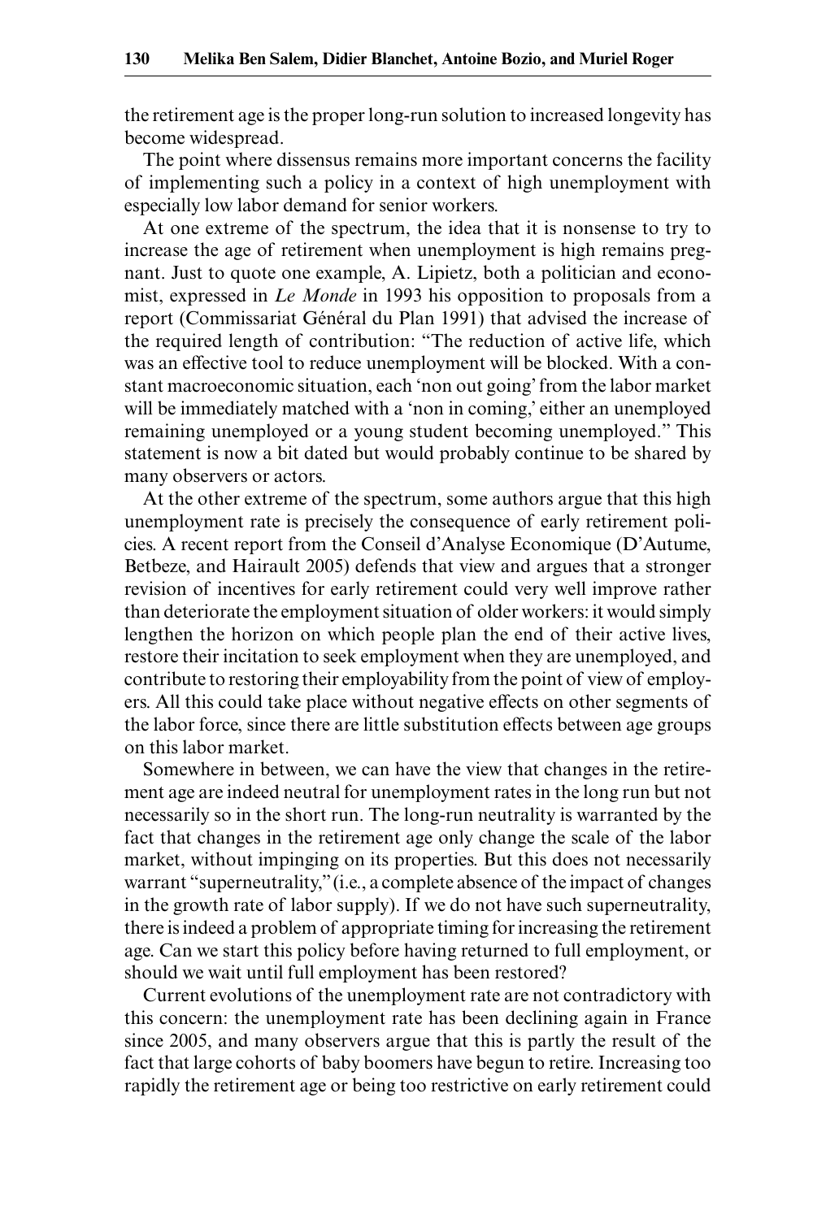the retirement age is the proper long-run solution to increased longevity has become widespread.

The point where dissensus remains more important concerns the facility of implementing such a policy in a context of high unemployment with especially low labor demand for senior workers.

At one extreme of the spectrum, the idea that it is nonsense to try to increase the age of retirement when unemployment is high remains pregnant. Just to quote one example, A. Lipietz, both a politician and economist, expressed in *Le Monde* in 1993 his opposition to proposals from a report (Commissariat Général du Plan 1991) that advised the increase of the required length of contribution: "The reduction of active life, which was an effective tool to reduce unemployment will be blocked. With a constant macroeconomic situation, each 'non out going' from the labor market will be immediately matched with a 'non in coming,' either an unemployed remaining unemployed or a young student becoming unemployed." This statement is now a bit dated but would probably continue to be shared by many observers or actors.

At the other extreme of the spectrum, some authors argue that this high unemployment rate is precisely the consequence of early retirement policies. A recent report from the Conseil d'Analyse Economique (D'Autume, Betbeze, and Hairault 2005) defends that view and argues that a stronger revision of incentives for early retirement could very well improve rather than deteriorate the employment situation of older workers: it would simply lengthen the horizon on which people plan the end of their active lives, restore their incitation to seek employment when they are unemployed, and contribute to restoring their employability from the point of view of employers. All this could take place without negative effects on other segments of the labor force, since there are little substitution effects between age groups on this labor market.

Somewhere in between, we can have the view that changes in the retirement age are indeed neutral for unemployment rates in the long run but not necessarily so in the short run. The long-run neutrality is warranted by the fact that changes in the retirement age only change the scale of the labor market, without impinging on its properties. But this does not necessarily warrant "superneutrality," (i.e., a complete absence of the impact of changes in the growth rate of labor supply). If we do not have such superneutrality, there is indeed a problem of appropriate timing for increasing the retirement age. Can we start this policy before having returned to full employment, or should we wait until full employment has been restored?

Current evolutions of the unemployment rate are not contradictory with this concern: the unemployment rate has been declining again in France since 2005, and many observers argue that this is partly the result of the fact that large cohorts of baby boomers have begun to retire. Increasing too rapidly the retirement age or being too restrictive on early retirement could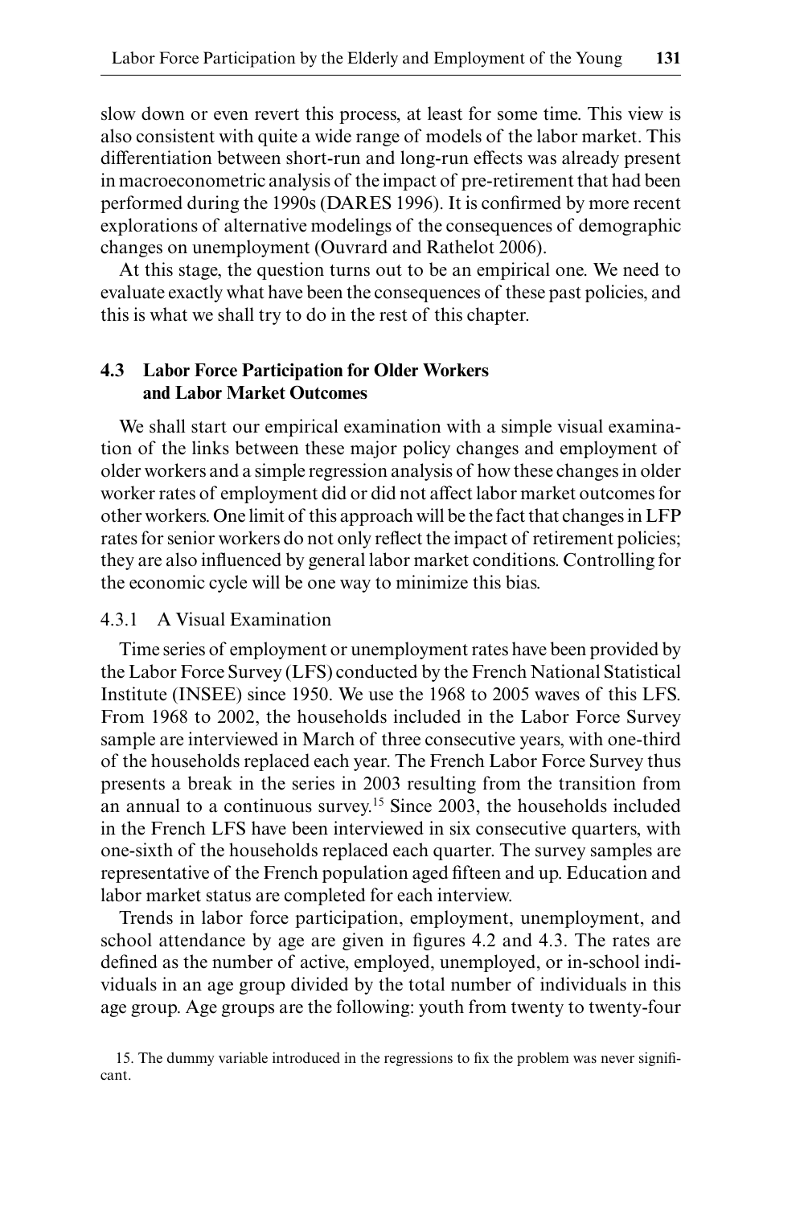slow down or even revert this process, at least for some time. This view is also consistent with quite a wide range of models of the labor market. This differentiation between short-run and long-run effects was already present in macroeconometric analysis of the impact of pre-retirement that had been performed during the 1990s (DARES 1996). It is confirmed by more recent explorations of alternative modelings of the consequences of demographic changes on unemployment (Ouvrard and Rathelot 2006).

At this stage, the question turns out to be an empirical one. We need to evaluate exactly what have been the consequences of these past policies, and this is what we shall try to do in the rest of this chapter.

## 4.3 Labor Force Participation for Older Workers and Labor Market Outcomes

We shall start our empirical examination with a simple visual examination of the links between these major policy changes and employment of older workers and a simple regression analysis of how these changes in older worker rates of employment did or did not affect labor market outcomes for other workers. One limit of this approach will be the fact that changes in LFP rates for senior workers do not only reflect the impact of retirement policies; they are also influenced by general labor market conditions. Controlling for the economic cycle will be one way to minimize this bias.

### 4.3.1 A Visual Examination

Time series of employment or unemployment rates have been provided by the Labor Force Survey (LFS) conducted by the French National Statistical Institute (INSEE) since 1950. We use the 1968 to 2005 waves of this LFS. From 1968 to 2002, the households included in the Labor Force Survey sample are interviewed in March of three consecutive years, with one-third of the households replaced each year. The French Labor Force Survey thus presents a break in the series in 2003 resulting from the transition from an annual to a continuous survey.[15] Since 2003, the households included in the French LFS have been interviewed in six consecutive quarters, with one-sixth of the households replaced each quarter. The survey samples are representative of the French population aged fifteen and up. Education and labor market status are completed for each interview.

Trends in labor force participation, employment, unemployment, and school attendance by age are given in figures 4.2 and 4.3. The rates are defined as the number of active, employed, unemployed, or in-school individuals in an age group divided by the total number of individuals in this age group. Age groups are the following: youth from twenty to twenty-four

15. The dummy variable introduced in the regressions to fix the problem was never significant.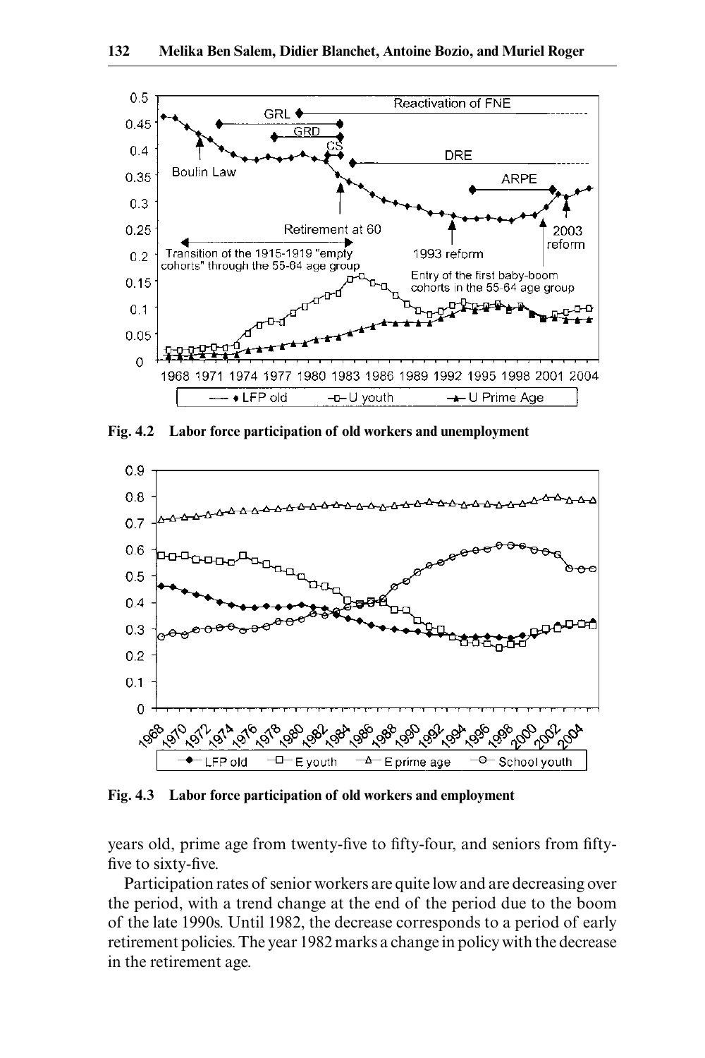Fig. 4.2 Labor force participation of old workers and unemployment

Fig. 4.3 Labor force participation of old workers and employment

years old, prime age from twenty-five to fifty-four, and seniors from fifty-five to sixty-five.

Participation rates of senior workers are quite low and are decreasing over the period, with a trend change at the end of the period due to the boom of the late 1990s. Until 1982, the decrease corresponds to a period of early retirement policies. The year 1982 marks a change in policy with the decrease in the retirement age.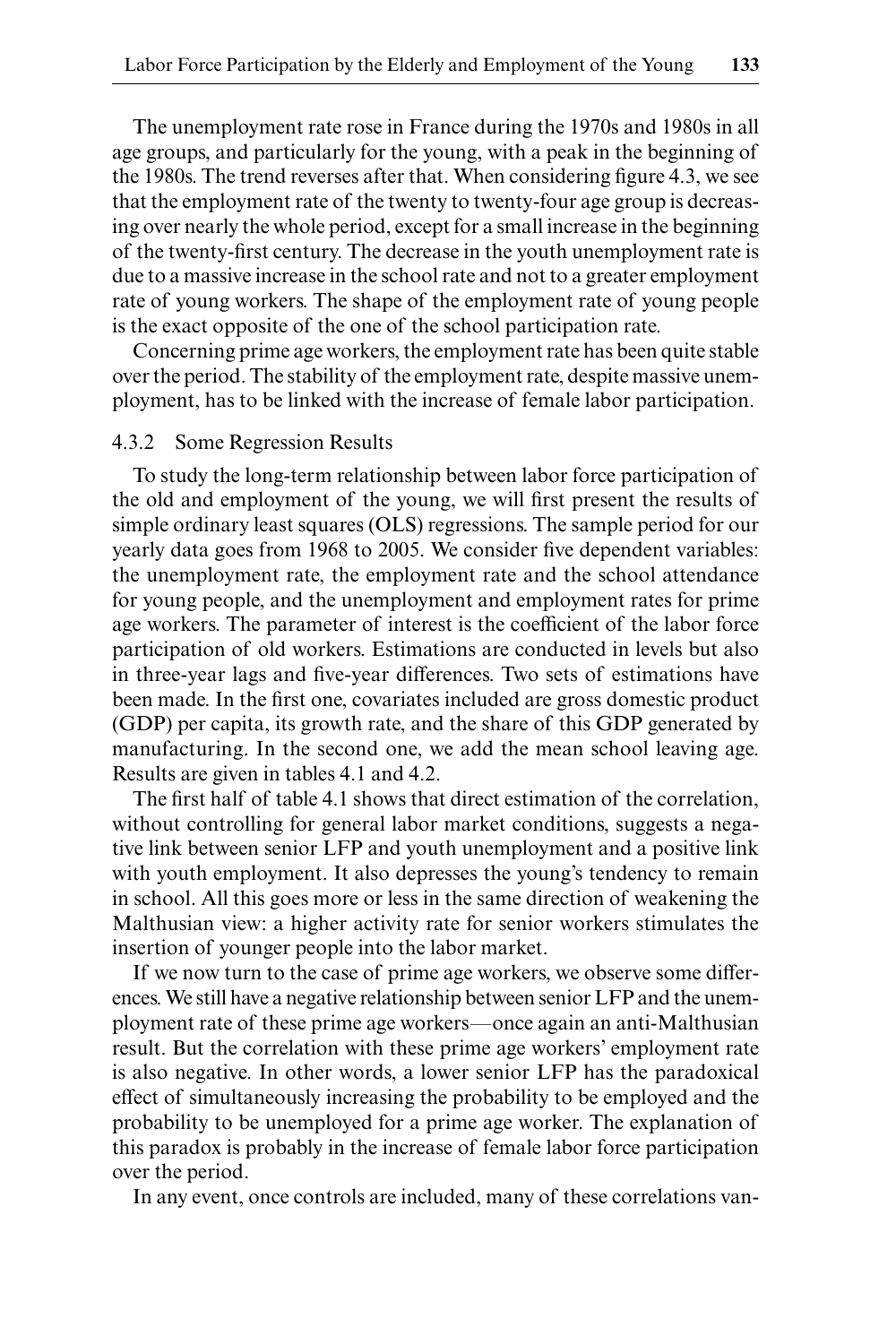The unemployment rate rose in France during the 1970s and 1980s in all age groups, and particularly for the young, with a peak in the beginning of the 1980s. The trend reverses after that. When considering figure 4.3, we see that the employment rate of the twenty to twenty-four age group is decreasing over nearly the whole period, except for a small increase in the beginning of the twenty-first century. The decrease in the youth unemployment rate is due to a massive increase in the school rate and not to a greater employment rate of young workers. The shape of the employment rate of young people is the exact opposite of the one of the school participation rate.

Concerning prime age workers, the employment rate has been quite stable over the period. The stability of the employment rate, despite massive unemployment, has to be linked with the increase of female labor participation.

### 4.3.2 Some Regression Results

To study the long-term relationship between labor force participation of the old and employment of the young, we will first present the results of simple ordinary least squares (OLS) regressions. The sample period for our yearly data goes from 1968 to 2005. We consider five dependent variables: the unemployment rate, the employment rate and the school attendance for young people, and the unemployment and employment rates for prime age workers. The parameter of interest is the coefficient of the labor force participation of old workers. Estimations are conducted in levels but also in three-year lags and five-year differences. Two sets of estimations have been made. In the first one, covariates included are gross domestic product (GDP) per capita, its growth rate, and the share of this GDP generated by manufacturing. In the second one, we add the mean school leaving age. Results are given in tables 4.1 and 4.2.

The first half of table 4.1 shows that direct estimation of the correlation, without controlling for general labor market conditions, suggests a negative link between senior LFP and youth unemployment and a positive link with youth employment. It also depresses the young's tendency to remain in school. All this goes more or less in the same direction of weakening the Malthusian view: a higher activity rate for senior workers stimulates the insertion of younger people into the labor market.

If we now turn to the case of prime age workers, we observe some differences. We still have a negative relationship between senior LFP and the unemployment rate of these prime age workers—once again an anti-Malthusian result. But the correlation with these prime age workers' employment rate is also negative. In other words, a lower senior LFP has the paradoxical effect of simultaneously increasing the probability to be employed and the probability to be unemployed for a prime age worker. The explanation of this paradox is probably in the increase of female labor force participation over the period.

In any event, once controls are included, many of these correlations van-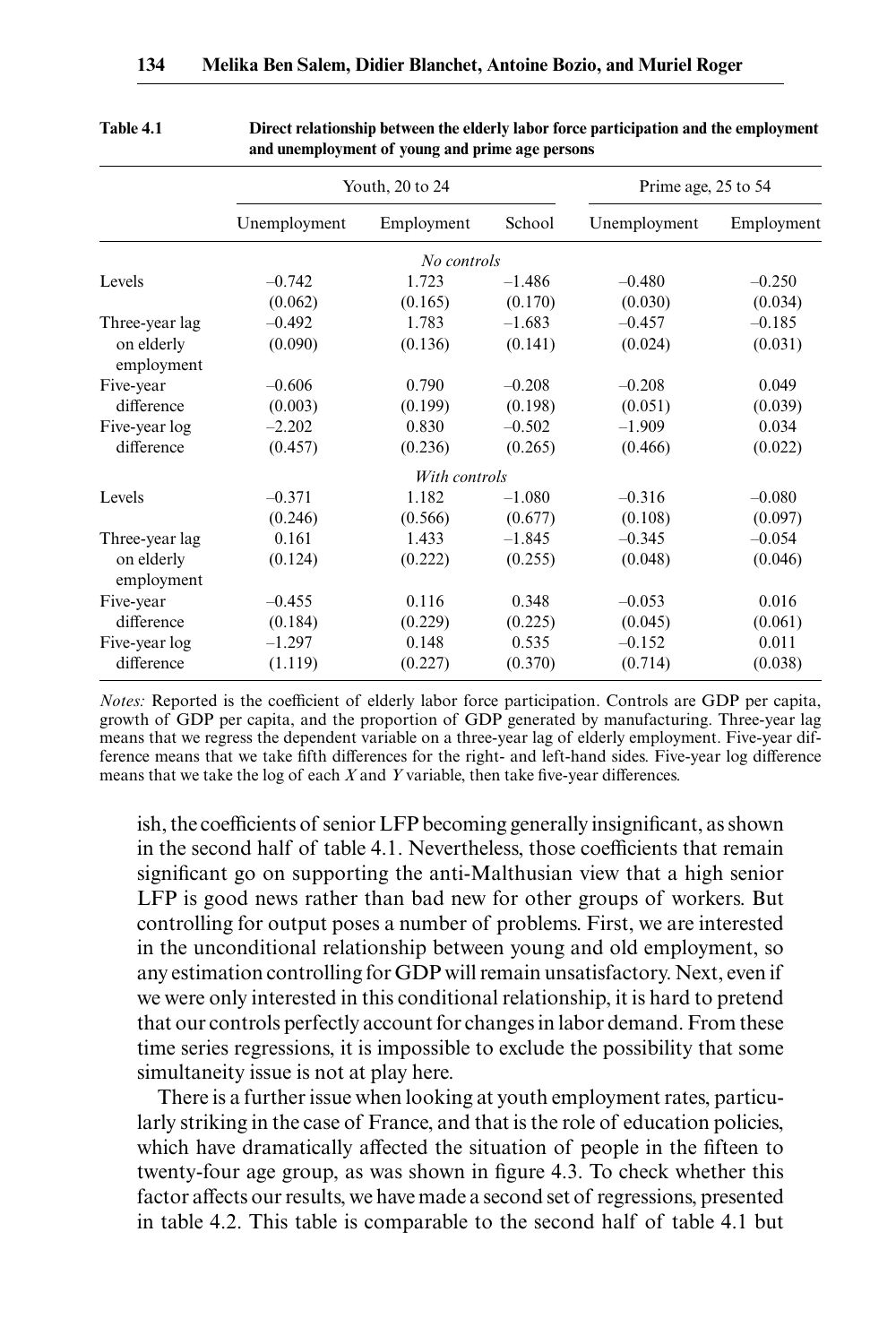**Table 4.1** **Direct relationship between the elderly labor force participation and the employment and unemployment of young and prime age persons**

| | Youth, 20 to 24 | | | Prime age, 25 to 54 | |
|---|---|---|---|---|---|
| | Unemployment | Employment | School | Unemployment | Employment |
| | | *No controls* | | | |
| Levels | –0.742 | 1.723 | –1.486 | –0.480 | –0.250 |
| | (0.062) | (0.165) | (0.170) | (0.030) | (0.034) |
| Three-year lag on elderly employment | –0.492 | 1.783 | –1.683 | –0.457 | –0.185 |
| | (0.090) | (0.136) | (0.141) | (0.024) | (0.031) |
| Five-year difference | –0.606 | 0.790 | –0.208 | –0.208 | 0.049 |
| | (0.003) | (0.199) | (0.198) | (0.051) | (0.039) |
| Five-year log difference | –2.202 | 0.830 | –0.502 | –1.909 | 0.034 |
| | (0.457) | (0.236) | (0.265) | (0.466) | (0.022) |
| | | *With controls* | | | |
| Levels | –0.371 | 1.182 | –1.080 | –0.316 | –0.080 |
| | (0.246) | (0.566) | (0.677) | (0.108) | (0.097) |
| Three-year lag on elderly employment | 0.161 | 1.433 | –1.845 | –0.345 | –0.054 |
| | (0.124) | (0.222) | (0.255) | (0.048) | (0.046) |
| Five-year difference | –0.455 | 0.116 | 0.348 | –0.053 | 0.016 |
| | (0.184) | (0.229) | (0.225) | (0.045) | (0.061) |
| Five-year log difference | –1.297 | 0.148 | 0.535 | –0.152 | 0.011 |
| | (1.119) | (0.227) | (0.370) | (0.714) | (0.038) |

*Notes:* Reported is the coefficient of elderly labor force participation. Controls are GDP per capita, growth of GDP per capita, and the proportion of GDP generated by manufacturing. Three-year lag means that we regress the dependent variable on a three-year lag of elderly employment. Five-year difference means that we take fifth differences for the right- and left-hand sides. Five-year log difference means that we take the log of each *X* and *Y* variable, then take five-year differences.

ish, the coefficients of senior LFP becoming generally insignificant, as shown in the second half of table 4.1. Nevertheless, those coefficients that remain significant go on supporting the anti-Malthusian view that a high senior LFP is good news rather than bad new for other groups of workers. But controlling for output poses a number of problems. First, we are interested in the unconditional relationship between young and old employment, so any estimation controlling for GDP will remain unsatisfactory. Next, even if we were only interested in this conditional relationship, it is hard to pretend that our controls perfectly account for changes in labor demand. From these time series regressions, it is impossible to exclude the possibility that some simultaneity issue is not at play here.

There is a further issue when looking at youth employment rates, particularly striking in the case of France, and that is the role of education policies, which have dramatically affected the situation of people in the fifteen to twenty-four age group, as was shown in figure 4.3. To check whether this factor affects our results, we have made a second set of regressions, presented in table 4.2. This table is comparable to the second half of table 4.1 but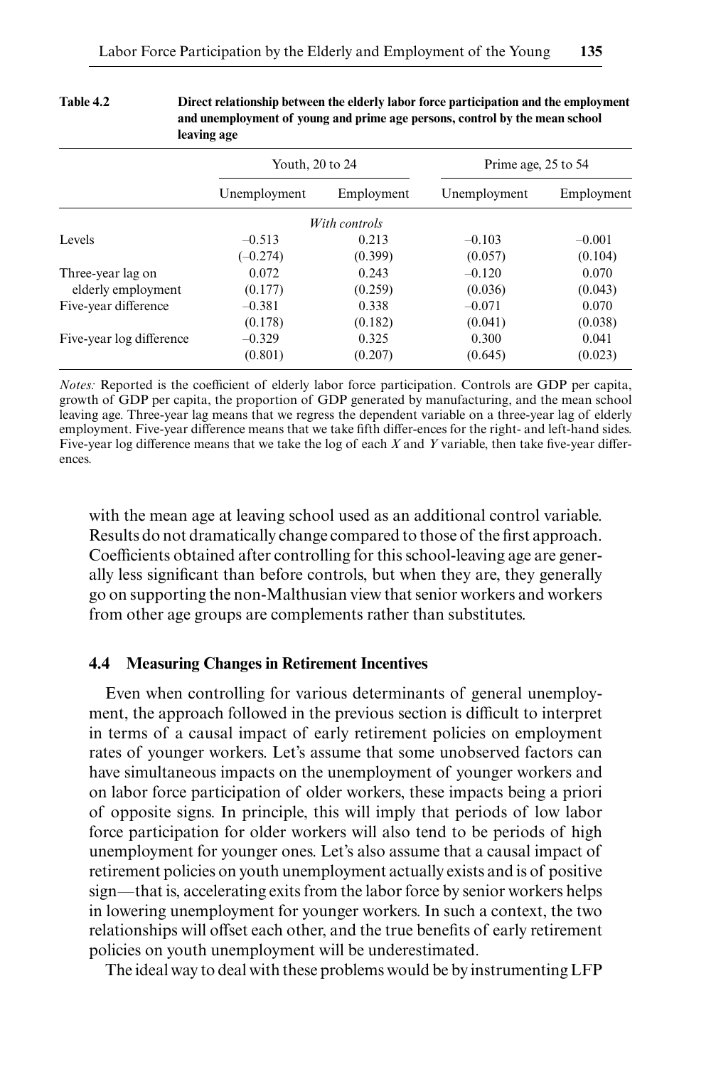**Table 4.2** Direct relationship between the elderly labor force participation and the employment and unemployment of young and prime age persons, control by the mean school leaving age

| | Youth, 20 to 24 | | Prime age, 25 to 54 | |
|---|---|---|---|---|
| | Unemployment | Employment | Unemployment | Employment |
| | | *With controls* | | |
| Levels | –0.513 | 0.213 | –0.103 | –0.001 |
| | (–0.274) | (0.399) | (0.057) | (0.104) |
| Three-year lag on elderly employment | 0.072 | 0.243 | –0.120 | 0.070 |
| | (0.177) | (0.259) | (0.036) | (0.043) |
| Five-year difference | –0.381 | 0.338 | –0.071 | 0.070 |
| | (0.178) | (0.182) | (0.041) | (0.038) |
| Five-year log difference | –0.329 | 0.325 | 0.300 | 0.041 |
| | (0.801) | (0.207) | (0.645) | (0.023) |

*Notes:* Reported is the coefficient of elderly labor force participation. Controls are GDP per capita, growth of GDP per capita, the proportion of GDP generated by manufacturing, and the mean school leaving age. Three-year lag means that we regress the dependent variable on a three-year lag of elderly employment. Five-year difference means that we take fifth differ-ences for the right- and left-hand sides. Five-year log difference means that we take the log of each $X$ and $Y$ variable, then take five-year differences.

with the mean age at leaving school used as an additional control variable. Results do not dramatically change compared to those of the first approach. Coefficients obtained after controlling for this school-leaving age are generally less significant than before controls, but when they are, they generally go on supporting the non-Malthusian view that senior workers and workers from other age groups are complements rather than substitutes.

### 4.4 Measuring Changes in Retirement Incentives

Even when controlling for various determinants of general unemployment, the approach followed in the previous section is difficult to interpret in terms of a causal impact of early retirement policies on employment rates of younger workers. Let's assume that some unobserved factors can have simultaneous impacts on the unemployment of younger workers and on labor force participation of older workers, these impacts being a priori of opposite signs. In principle, this will imply that periods of low labor force participation for older workers will also tend to be periods of high unemployment for younger ones. Let's also assume that a causal impact of retirement policies on youth unemployment actually exists and is of positive sign—that is, accelerating exits from the labor force by senior workers helps in lowering unemployment for younger workers. In such a context, the two relationships will offset each other, and the true benefits of early retirement policies on youth unemployment will be underestimated.

The ideal way to deal with these problems would be by instrumenting LFP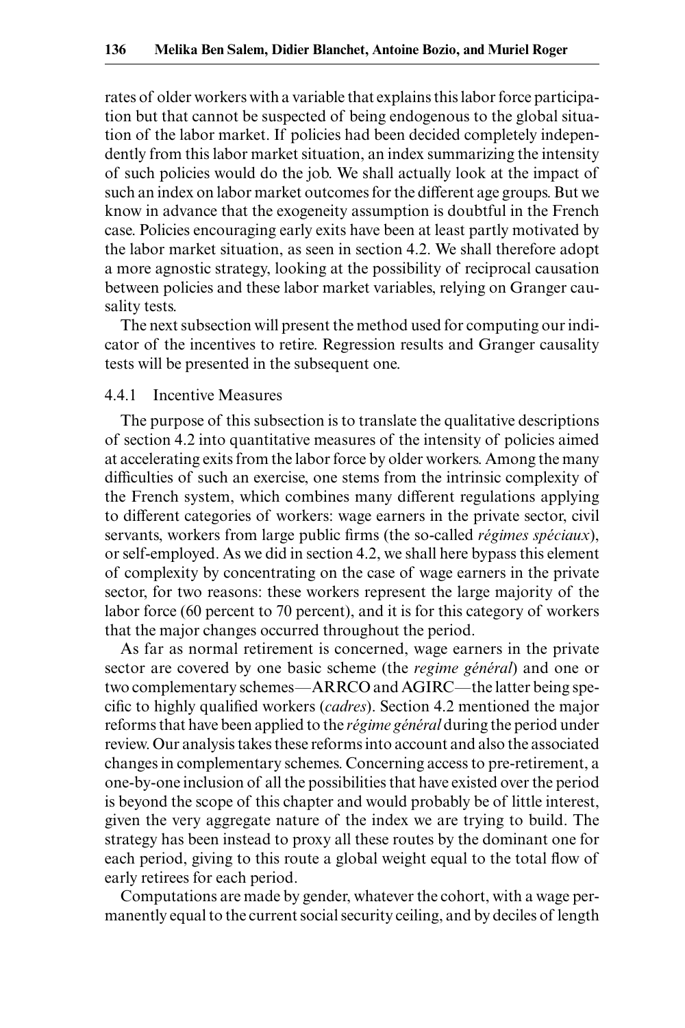rates of older workers with a variable that explains this labor force participation but that cannot be suspected of being endogenous to the global situation of the labor market. If policies had been decided completely independently from this labor market situation, an index summarizing the intensity of such policies would do the job. We shall actually look at the impact of such an index on labor market outcomes for the different age groups. But we know in advance that the exogeneity assumption is doubtful in the French case. Policies encouraging early exits have been at least partly motivated by the labor market situation, as seen in section 4.2. We shall therefore adopt a more agnostic strategy, looking at the possibility of reciprocal causation between policies and these labor market variables, relying on Granger causality tests.

The next subsection will present the method used for computing our indicator of the incentives to retire. Regression results and Granger causality tests will be presented in the subsequent one.

### 4.4.1 Incentive Measures

The purpose of this subsection is to translate the qualitative descriptions of section 4.2 into quantitative measures of the intensity of policies aimed at accelerating exits from the labor force by older workers. Among the many difficulties of such an exercise, one stems from the intrinsic complexity of the French system, which combines many different regulations applying to different categories of workers: wage earners in the private sector, civil servants, workers from large public firms (the so-called *régimes spéciaux*), or self-employed. As we did in section 4.2, we shall here bypass this element of complexity by concentrating on the case of wage earners in the private sector, for two reasons: these workers represent the large majority of the labor force (60 percent to 70 percent), and it is for this category of workers that the major changes occurred throughout the period.

As far as normal retirement is concerned, wage earners in the private sector are covered by one basic scheme (the *regime général*) and one or two complementary schemes—ARRCO and AGIRC—the latter being specific to highly qualified workers (*cadres*). Section 4.2 mentioned the major reforms that have been applied to the *régime général* during the period under review. Our analysis takes these reforms into account and also the associated changes in complementary schemes. Concerning access to pre-retirement, a one-by-one inclusion of all the possibilities that have existed over the period is beyond the scope of this chapter and would probably be of little interest, given the very aggregate nature of the index we are trying to build. The strategy has been instead to proxy all these routes by the dominant one for each period, giving to this route a global weight equal to the total flow of early retirees for each period.

Computations are made by gender, whatever the cohort, with a wage permanently equal to the current social security ceiling, and by deciles of length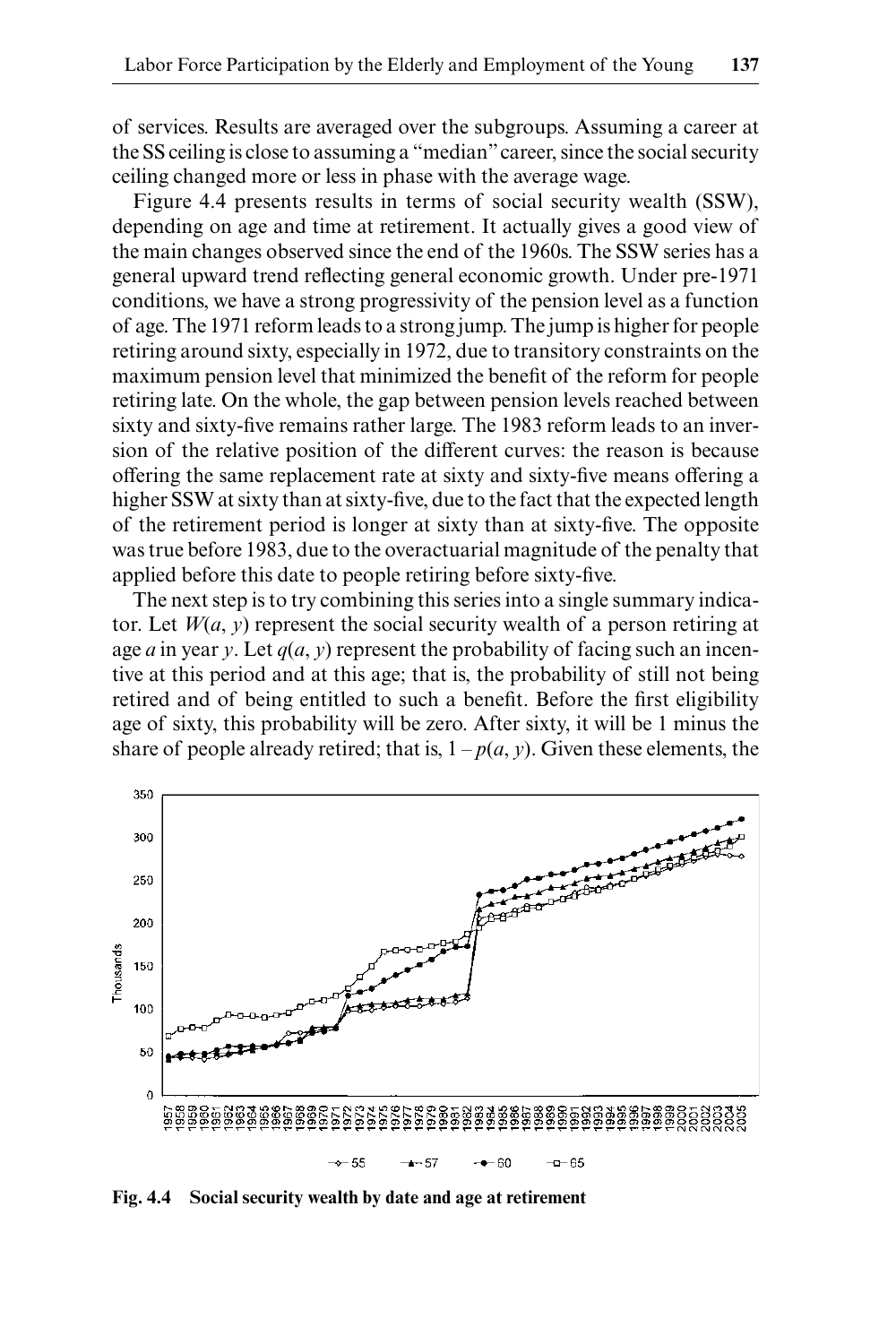of services. Results are averaged over the subgroups. Assuming a career at the SS ceiling is close to assuming a "median" career, since the social security ceiling changed more or less in phase with the average wage.

Figure 4.4 presents results in terms of social security wealth (SSW), depending on age and time at retirement. It actually gives a good view of the main changes observed since the end of the 1960s. The SSW series has a general upward trend reflecting general economic growth. Under pre-1971 conditions, we have a strong progressivity of the pension level as a function of age. The 1971 reform leads to a strong jump. The jump is higher for people retiring around sixty, especially in 1972, due to transitory constraints on the maximum pension level that minimized the benefit of the reform for people retiring late. On the whole, the gap between pension levels reached between sixty and sixty-five remains rather large. The 1983 reform leads to an inversion of the relative position of the different curves: the reason is because offering the same replacement rate at sixty and sixty-five means offering a higher SSW at sixty than at sixty-five, due to the fact that the expected length of the retirement period is longer at sixty than at sixty-five. The opposite was true before 1983, due to the overactuarial magnitude of the penalty that applied before this date to people retiring before sixty-five.

The next step is to try combining this series into a single summary indicator. Let $W(a, y)$ represent the social security wealth of a person retiring at age $a$ in year $y$. Let $q(a, y)$ represent the probability of facing such an incentive at this period and at this age; that is, the probability of still not being retired and of being entitled to such a benefit. Before the first eligibility age of sixty, this probability will be zero. After sixty, it will be 1 minus the share of people already retired; that is, $1 - p(a, y)$. Given these elements, the

**Fig. 4.4 Social security wealth by date and age at retirement**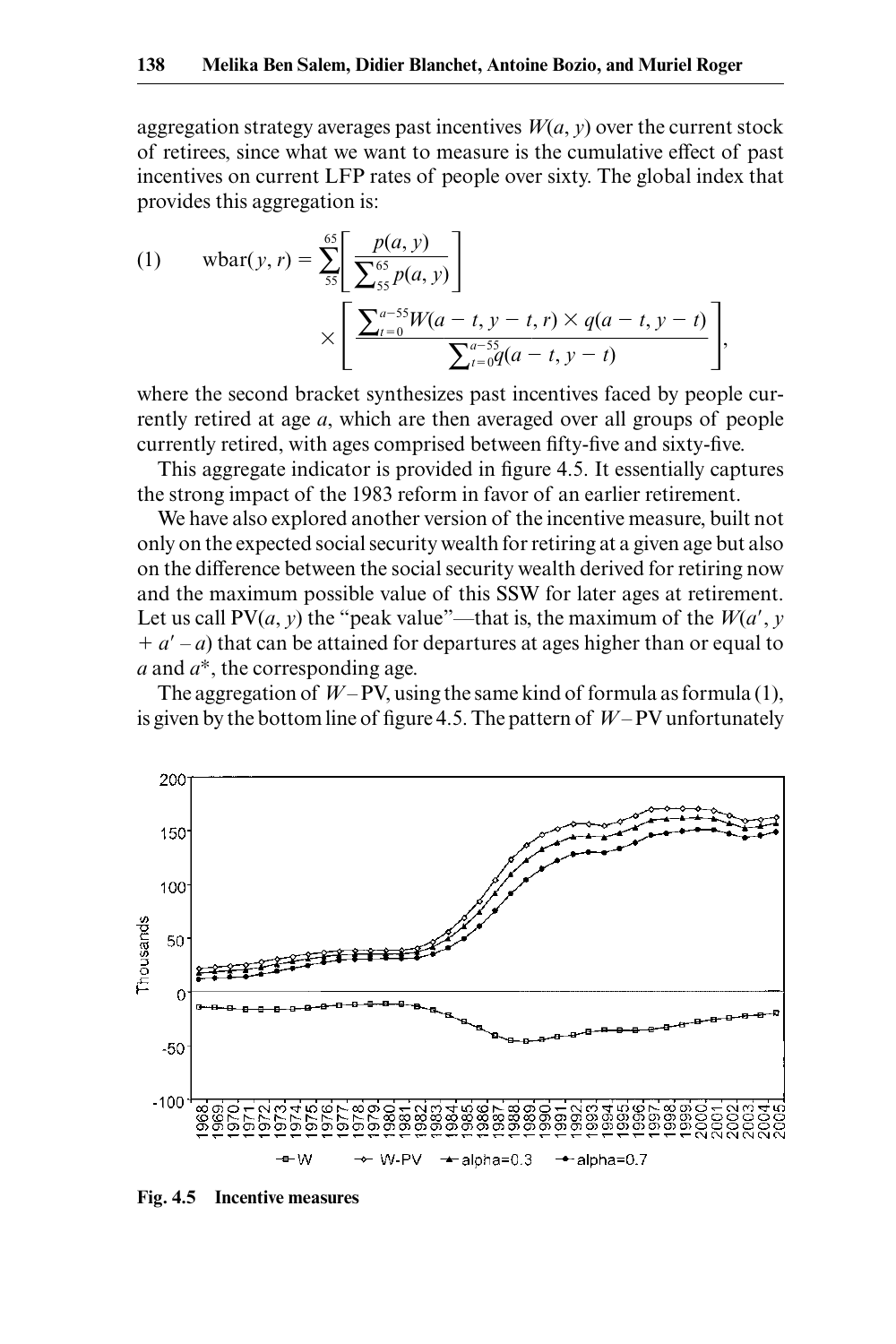aggregation strategy averages past incentives $W(a, y)$ over the current stock of retirees, since what we want to measure is the cumulative effect of past incentives on current LFP rates of people over sixty. The global index that provides this aggregation is:

$$\text{(1)} \qquad \text{wbar}(y, r) = \sum_{55}^{65}\left[\frac{p(a, y)}{\sum_{55}^{65} p(a, y)}\right] \times \left[\frac{\sum_{t=0}^{a-55} W(a-t, y-t, r) \times q(a-t, y-t)}{\sum_{t=0}^{a-55} q(a-t, y-t)}\right],$$

where the second bracket synthesizes past incentives faced by people currently retired at age $a$, which are then averaged over all groups of people currently retired, with ages comprised between fifty-five and sixty-five.

This aggregate indicator is provided in figure 4.5. It essentially captures the strong impact of the 1983 reform in favor of an earlier retirement.

We have also explored another version of the incentive measure, built not only on the expected social security wealth for retiring at a given age but also on the difference between the social security wealth derived for retiring now and the maximum possible value of this SSW for later ages at retirement. Let us call $\text{PV}(a, y)$ the "peak value"—that is, the maximum of the $W(a', y + a' - a)$ that can be attained for departures at ages higher than or equal to $a$ and $a^*$, the corresponding age.

The aggregation of $W - \text{PV}$, using the same kind of formula as formula (1), is given by the bottom line of figure 4.5. The pattern of $W - \text{PV}$ unfortunately

**Fig. 4.5 Incentive measures**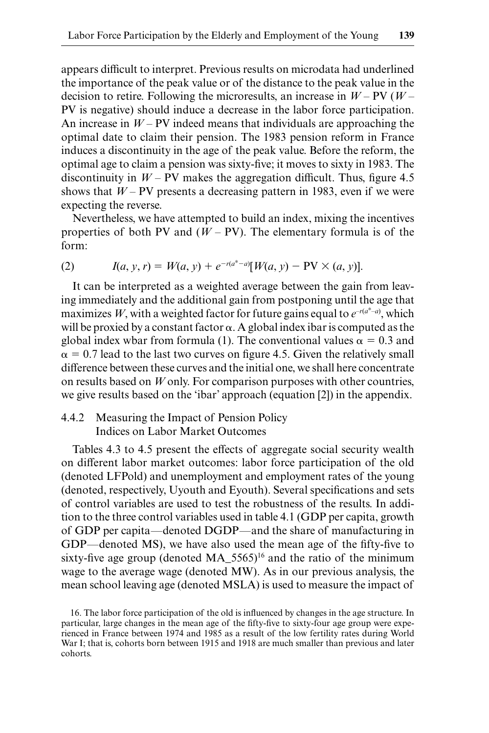appears difficult to interpret. Previous results on microdata had underlined the importance of the peak value or of the distance to the peak value in the decision to retire. Following the microresults, an increase in $W$ – PV ($W$ – PV is negative) should induce a decrease in the labor force participation. An increase in $W$ – PV indeed means that individuals are approaching the optimal date to claim their pension. The 1983 pension reform in France induces a discontinuity in the age of the peak value. Before the reform, the optimal age to claim a pension was sixty-five; it moves to sixty in 1983. The discontinuity in $W$ – PV makes the aggregation difficult. Thus, figure 4.5 shows that $W$ – PV presents a decreasing pattern in 1983, even if we were expecting the reverse.

Nevertheless, we have attempted to build an index, mixing the incentives properties of both PV and ($W$ – PV). The elementary formula is of the form:

$$I(a, y, r) = W(a, y) + e^{-r(a^* - a)}[W(a, y) - \mathrm{PV} \times (a, y)]. \tag{2}$$

It can be interpreted as a weighted average between the gain from leaving immediately and the additional gain from postponing until the age that maximizes $W$, with a weighted factor for future gains equal to $e^{-r(a^* - a)}$, which will be proxied by a constant factor $\alpha$. A global index ibar is computed as the global index wbar from formula (1). The conventional values $\alpha = 0.3$ and $\alpha = 0.7$ lead to the last two curves on figure 4.5. Given the relatively small difference between these curves and the initial one, we shall here concentrate on results based on $W$ only. For comparison purposes with other countries, we give results based on the 'ibar' approach (equation [2]) in the appendix.

### 4.4.2 Measuring the Impact of Pension Policy Indices on Labor Market Outcomes

Tables 4.3 to 4.5 present the effects of aggregate social security wealth on different labor market outcomes: labor force participation of the old (denoted LFPold) and unemployment and employment rates of the young (denoted, respectively, Uyouth and Eyouth). Several specifications and sets of control variables are used to test the robustness of the results. In addition to the three control variables used in table 4.1 (GDP per capita, growth of GDP per capita—denoted DGDP—and the share of manufacturing in GDP—denoted MS), we have also used the mean age of the fifty-five to sixty-five age group (denoted MA_5565)[16] and the ratio of the minimum wage to the average wage (denoted MW). As in our previous analysis, the mean school leaving age (denoted MSLA) is used to measure the impact of

16. The labor force participation of the old is influenced by changes in the age structure. In particular, large changes in the mean age of the fifty-five to sixty-four age group were experienced in France between 1974 and 1985 as a result of the low fertility rates during World War I; that is, cohorts born between 1915 and 1918 are much smaller than previous and later cohorts.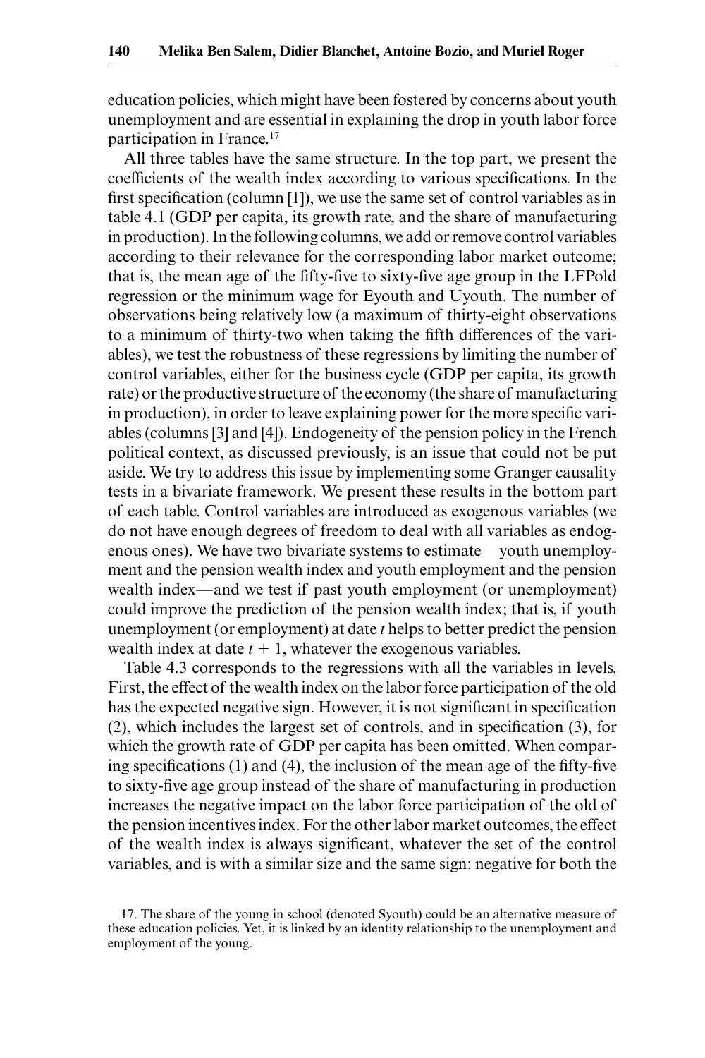education policies, which might have been fostered by concerns about youth unemployment and are essential in explaining the drop in youth labor force participation in France.[17]

All three tables have the same structure. In the top part, we present the coefficients of the wealth index according to various specifications. In the first specification (column [1]), we use the same set of control variables as in table 4.1 (GDP per capita, its growth rate, and the share of manufacturing in production). In the following columns, we add or remove control variables according to their relevance for the corresponding labor market outcome; that is, the mean age of the fifty-five to sixty-five age group in the LFPold regression or the minimum wage for Eyouth and Uyouth. The number of observations being relatively low (a maximum of thirty-eight observations to a minimum of thirty-two when taking the fifth differences of the variables), we test the robustness of these regressions by limiting the number of control variables, either for the business cycle (GDP per capita, its growth rate) or the productive structure of the economy (the share of manufacturing in production), in order to leave explaining power for the more specific variables (columns [3] and [4]). Endogeneity of the pension policy in the French political context, as discussed previously, is an issue that could not be put aside. We try to address this issue by implementing some Granger causality tests in a bivariate framework. We present these results in the bottom part of each table. Control variables are introduced as exogenous variables (we do not have enough degrees of freedom to deal with all variables as endogenous ones). We have two bivariate systems to estimate—youth unemployment and the pension wealth index and youth employment and the pension wealth index—and we test if past youth employment (or unemployment) could improve the prediction of the pension wealth index; that is, if youth unemployment (or employment) at date $t$ helps to better predict the pension wealth index at date $t + 1$, whatever the exogenous variables.

Table 4.3 corresponds to the regressions with all the variables in levels. First, the effect of the wealth index on the labor force participation of the old has the expected negative sign. However, it is not significant in specification (2), which includes the largest set of controls, and in specification (3), for which the growth rate of GDP per capita has been omitted. When comparing specifications (1) and (4), the inclusion of the mean age of the fifty-five to sixty-five age group instead of the share of manufacturing in production increases the negative impact on the labor force participation of the old of the pension incentives index. For the other labor market outcomes, the effect of the wealth index is always significant, whatever the set of the control variables, and is with a similar size and the same sign: negative for both the

17. The share of the young in school (denoted Syouth) could be an alternative measure of these education policies. Yet, it is linked by an identity relationship to the unemployment and employment of the young.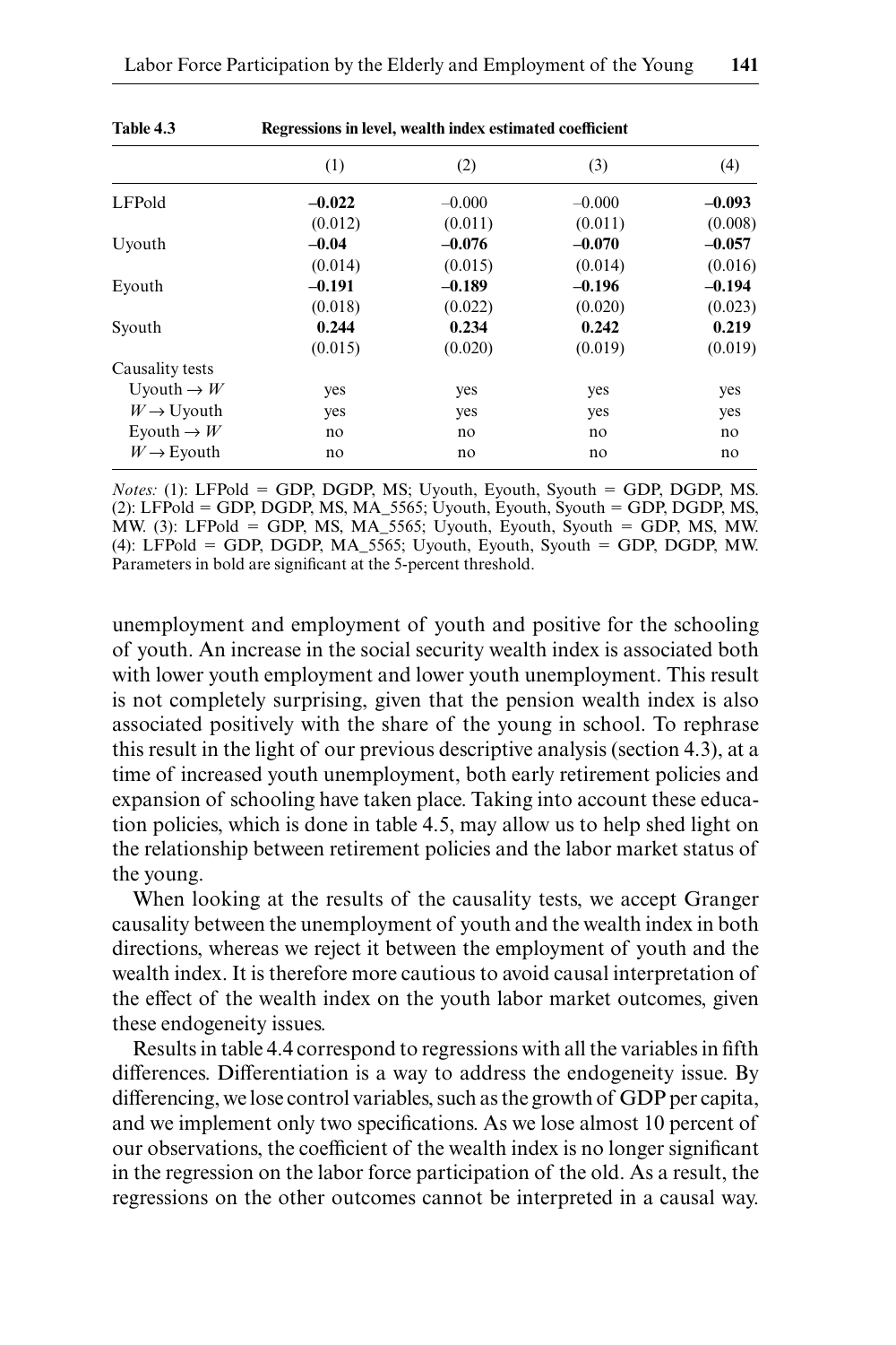**Table 4.3** Regressions in level, wealth index estimated coefficient

| | (1) | (2) | (3) | (4) |
|---|---|---|---|---|
| LFPold | **–0.022** | –0.000 | –0.000 | **–0.093** |
| | (0.012) | (0.011) | (0.011) | (0.008) |
| Uyouth | **–0.04** | **–0.076** | **–0.070** | **–0.057** |
| | (0.014) | (0.015) | (0.014) | (0.016) |
| Eyouth | **–0.191** | **–0.189** | **–0.196** | **–0.194** |
| | (0.018) | (0.022) | (0.020) | (0.023) |
| Syouth | **0.244** | **0.234** | **0.242** | **0.219** |
| | (0.015) | (0.020) | (0.019) | (0.019) |
| Causality tests | | | | |
| Uyouth $\rightarrow$ $W$ | yes | yes | yes | yes |
| $W \rightarrow$ Uyouth | yes | yes | yes | yes |
| Eyouth $\rightarrow$ $W$ | no | no | no | no |
| $W \rightarrow$ Eyouth | no | no | no | no |

*Notes:* (1): LFPold = GDP, DGDP, MS; Uyouth, Eyouth, Syouth = GDP, DGDP, MS. (2): LFPold = GDP, DGDP, MS, MA_5565; Uyouth, Eyouth, Syouth = GDP, DGDP, MS, MW. (3): LFPold = GDP, MS, MA_5565; Uyouth, Eyouth, Syouth = GDP, MS, MW. (4): LFPold = GDP, DGDP, MA_5565; Uyouth, Eyouth, Syouth = GDP, DGDP, MW. Parameters in bold are significant at the 5-percent threshold.

unemployment and employment of youth and positive for the schooling of youth. An increase in the social security wealth index is associated both with lower youth employment and lower youth unemployment. This result is not completely surprising, given that the pension wealth index is also associated positively with the share of the young in school. To rephrase this result in the light of our previous descriptive analysis (section 4.3), at a time of increased youth unemployment, both early retirement policies and expansion of schooling have taken place. Taking into account these education policies, which is done in table 4.5, may allow us to help shed light on the relationship between retirement policies and the labor market status of the young.

When looking at the results of the causality tests, we accept Granger causality between the unemployment of youth and the wealth index in both directions, whereas we reject it between the employment of youth and the wealth index. It is therefore more cautious to avoid causal interpretation of the effect of the wealth index on the youth labor market outcomes, given these endogeneity issues.

Results in table 4.4 correspond to regressions with all the variables in fifth differences. Differentiation is a way to address the endogeneity issue. By differencing, we lose control variables, such as the growth of GDP per capita, and we implement only two specifications. As we lose almost 10 percent of our observations, the coefficient of the wealth index is no longer significant in the regression on the labor force participation of the old. As a result, the regressions on the other outcomes cannot be interpreted in a causal way.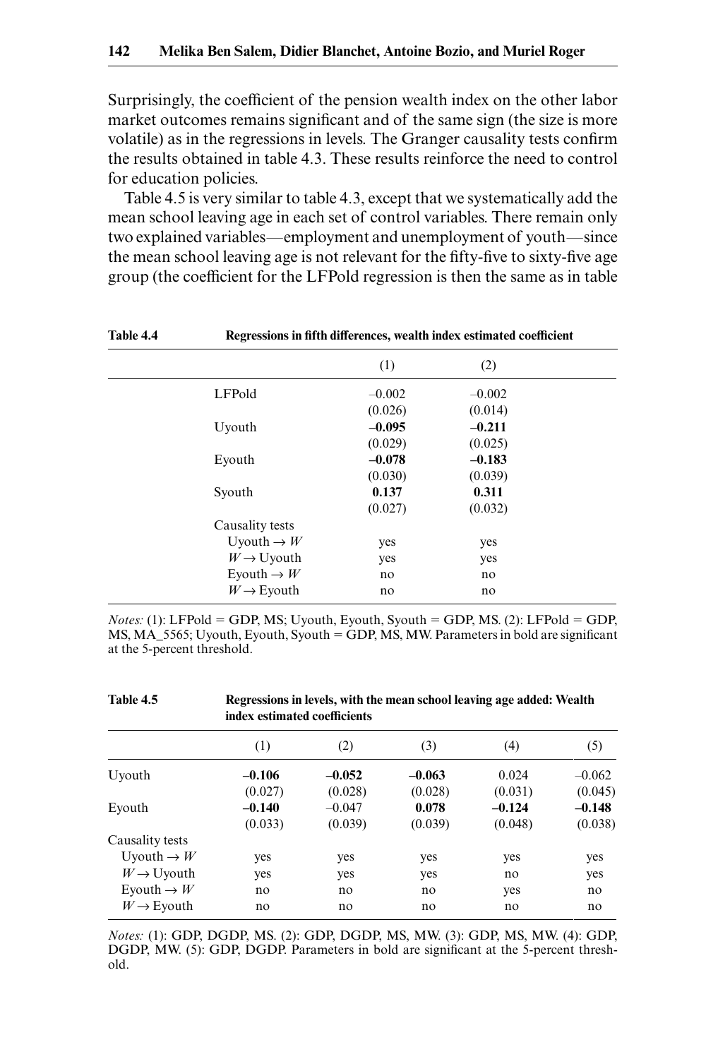Surprisingly, the coefficient of the pension wealth index on the other labor market outcomes remains significant and of the same sign (the size is more volatile) as in the regressions in levels. The Granger causality tests confirm the results obtained in table 4.3. These results reinforce the need to control for education policies.

Table 4.5 is very similar to table 4.3, except that we systematically add the mean school leaving age in each set of control variables. There remain only two explained variables—employment and unemployment of youth—since the mean school leaving age is not relevant for the fifty-five to sixty-five age group (the coefficient for the LFPold regression is then the same as in table

**Table 4.4 Regressions in fifth differences, wealth index estimated coefficient**

| | (1) | (2) |
|---|---|---|
| LFPold | –0.002 | –0.002 |
| | (0.026) | (0.014) |
| Uyouth | **–0.095** | **–0.211** |
| | (0.029) | (0.025) |
| Eyouth | **–0.078** | **–0.183** |
| | (0.030) | (0.039) |
| Syouth | **0.137** | **0.311** |
| | (0.027) | (0.032) |
| Causality tests | | |
| Uyouth → $W$ | yes | yes |
| $W$ → Uyouth | yes | yes |
| Eyouth → $W$ | no | no |
| $W$ → Eyouth | no | no |

*Notes:* (1): LFPold = GDP, MS; Uyouth, Eyouth, Syouth = GDP, MS. (2): LFPold = GDP, MS, MA_5565; Uyouth, Eyouth, Syouth = GDP, MS, MW. Parameters in bold are significant at the 5-percent threshold.

**Table 4.5 Regressions in levels, with the mean school leaving age added: Wealth index estimated coefficients**

| | (1) | (2) | (3) | (4) | (5) |
|---|---|---|---|---|---|
| Uyouth | **–0.106** | **–0.052** | **–0.063** | 0.024 | –0.062 |
| | (0.027) | (0.028) | (0.028) | (0.031) | (0.045) |
| Eyouth | **–0.140** | –0.047 | **0.078** | **–0.124** | **–0.148** |
| | (0.033) | (0.039) | (0.039) | (0.048) | (0.038) |
| Causality tests | | | | | |
| Uyouth → $W$ | yes | yes | yes | yes | yes |
| $W$ → Uyouth | yes | yes | yes | no | yes |
| Eyouth → $W$ | no | no | no | yes | no |
| $W$ → Eyouth | no | no | no | no | no |

*Notes:* (1): GDP, DGDP, MS. (2): GDP, DGDP, MS, MW. (3): GDP, MS, MW. (4): GDP, DGDP, MW. (5): GDP, DGDP. Parameters in bold are significant at the 5-percent threshold.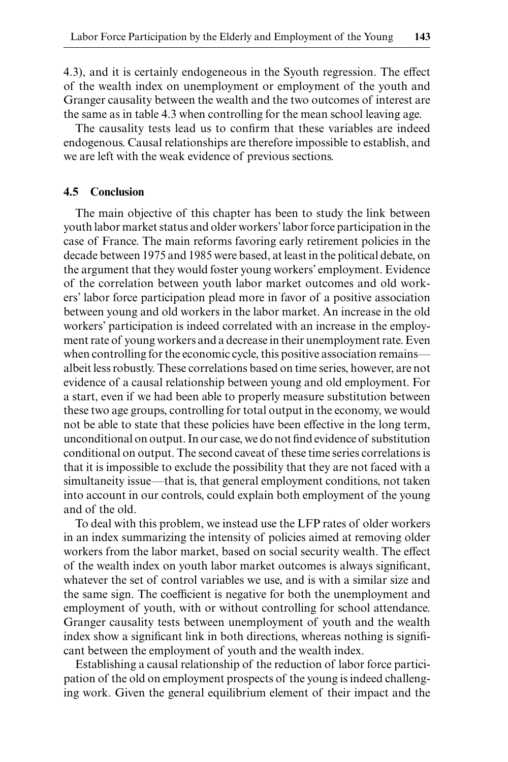4.3), and it is certainly endogeneous in the Syouth regression. The effect of the wealth index on unemployment or employment of the youth and Granger causality between the wealth and the two outcomes of interest are the same as in table 4.3 when controlling for the mean school leaving age.

The causality tests lead us to confirm that these variables are indeed endogenous. Causal relationships are therefore impossible to establish, and we are left with the weak evidence of previous sections.

## 4.5 Conclusion

The main objective of this chapter has been to study the link between youth labor market status and older workers' labor force participation in the case of France. The main reforms favoring early retirement policies in the decade between 1975 and 1985 were based, at least in the political debate, on the argument that they would foster young workers' employment. Evidence of the correlation between youth labor market outcomes and old workers' labor force participation plead more in favor of a positive association between young and old workers in the labor market. An increase in the old workers' participation is indeed correlated with an increase in the employment rate of young workers and a decrease in their unemployment rate. Even when controlling for the economic cycle, this positive association remains—albeit less robustly. These correlations based on time series, however, are not evidence of a causal relationship between young and old employment. For a start, even if we had been able to properly measure substitution between these two age groups, controlling for total output in the economy, we would not be able to state that these policies have been effective in the long term, unconditional on output. In our case, we do not find evidence of substitution conditional on output. The second caveat of these time series correlations is that it is impossible to exclude the possibility that they are not faced with a simultaneity issue—that is, that general employment conditions, not taken into account in our controls, could explain both employment of the young and of the old.

To deal with this problem, we instead use the LFP rates of older workers in an index summarizing the intensity of policies aimed at removing older workers from the labor market, based on social security wealth. The effect of the wealth index on youth labor market outcomes is always significant, whatever the set of control variables we use, and is with a similar size and the same sign. The coefficient is negative for both the unemployment and employment of youth, with or without controlling for school attendance. Granger causality tests between unemployment of youth and the wealth index show a significant link in both directions, whereas nothing is significant between the employment of youth and the wealth index.

Establishing a causal relationship of the reduction of labor force participation of the old on employment prospects of the young is indeed challenging work. Given the general equilibrium element of their impact and the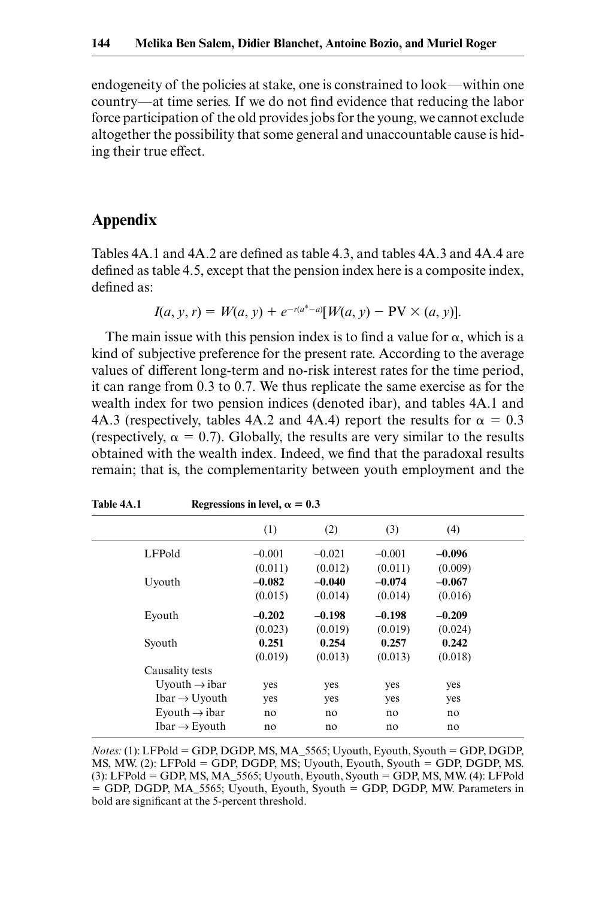endogeneity of the policies at stake, one is constrained to look—within one country—at time series. If we do not find evidence that reducing the labor force participation of the old provides jobs for the young, we cannot exclude altogether the possibility that some general and unaccountable cause is hiding their true effect.

## Appendix

Tables 4A.1 and 4A.2 are defined as table 4.3, and tables 4A.3 and 4A.4 are defined as table 4.5, except that the pension index here is a composite index, defined as:

$$I(a, y, r) = W(a, y) + e^{-r(a^{*}-a)}[W(a, y) - \text{PV} \times (a, y)].$$

The main issue with this pension index is to find a value for $\alpha$, which is a kind of subjective preference for the present rate. According to the average values of different long-term and no-risk interest rates for the time period, it can range from 0.3 to 0.7. We thus replicate the same exercise as for the wealth index for two pension indices (denoted ibar), and tables 4A.1 and 4A.3 (respectively, tables 4A.2 and 4A.4) report the results for $\alpha = 0.3$ (respectively, $\alpha = 0.7$). Globally, the results are very similar to the results obtained with the wealth index. Indeed, we find that the paradoxal results remain; that is, the complementarity between youth employment and the

**Table 4A.1 Regressions in level, $\alpha = 0.3$**

| | (1) | (2) | (3) | (4) |
|---|---|---|---|---|
| LFPold | –0.001 | –0.021 | –0.001 | **–0.096** |
| | (0.011) | (0.012) | (0.011) | (0.009) |
| Uyouth | **–0.082** | **–0.040** | **–0.074** | **–0.067** |
| | (0.015) | (0.014) | (0.014) | (0.016) |
| Eyouth | **–0.202** | **–0.198** | **–0.198** | **–0.209** |
| | (0.023) | (0.019) | (0.019) | (0.024) |
| Syouth | **0.251** | **0.254** | **0.257** | **0.242** |
| | (0.019) | (0.013) | (0.013) | (0.018) |
| Causality tests | | | | |
| Uyouth → ibar | yes | yes | yes | yes |
| Ibar → Uyouth | yes | yes | yes | yes |
| Eyouth → ibar | no | no | no | no |
| Ibar → Eyouth | no | no | no | no |

*Notes:* (1): LFPold = GDP, DGDP, MS, MA_5565; Uyouth, Eyouth, Syouth = GDP, DGDP, MS, MW. (2): LFPold = GDP, DGDP, MS; Uyouth, Eyouth, Syouth = GDP, DGDP, MS. (3): LFPold = GDP, MS, MA_5565; Uyouth, Eyouth, Syouth = GDP, MS, MW. (4): LFPold = GDP, DGDP, MA_5565; Uyouth, Eyouth, Syouth = GDP, DGDP, MW. Parameters in bold are significant at the 5-percent threshold.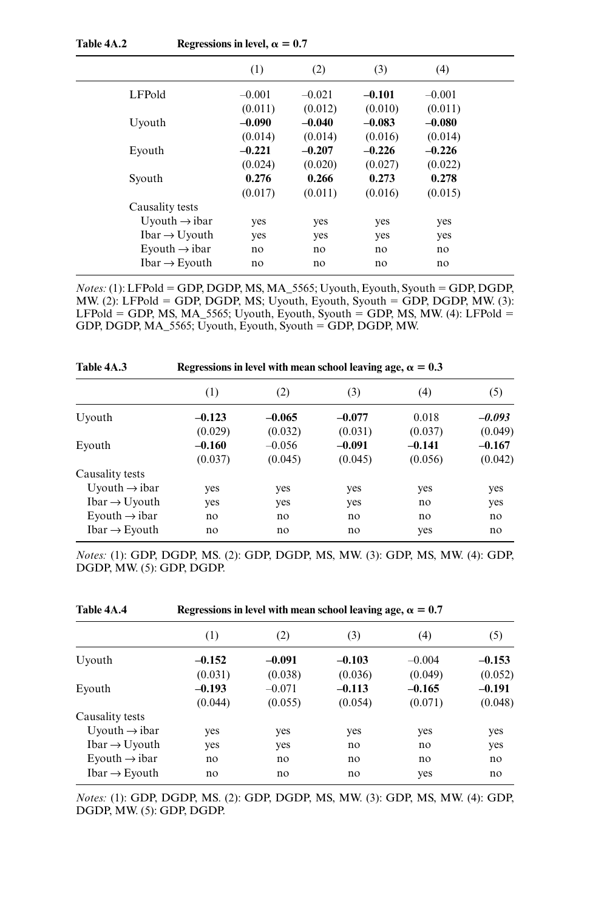**Table 4A.2** **Regressions in level, $\alpha = 0.7$**

| | (1) | (2) | (3) | (4) |
|---|---|---|---|---|
| LFPold | –0.001 | –0.021 | **–0.101** | –0.001 |
| | (0.011) | (0.012) | (0.010) | (0.011) |
| Uyouth | **–0.090** | **–0.040** | **–0.083** | **–0.080** |
| | (0.014) | (0.014) | (0.016) | (0.014) |
| Eyouth | **–0.221** | **–0.207** | **–0.226** | **–0.226** |
| | (0.024) | (0.020) | (0.027) | (0.022) |
| Syouth | **0.276** | **0.266** | **0.273** | **0.278** |
| | (0.017) | (0.011) | (0.016) | (0.015) |
| Causality tests | | | | |
| Uyouth → ibar | yes | yes | yes | yes |
| Ibar → Uyouth | yes | yes | yes | yes |
| Eyouth → ibar | no | no | no | no |
| Ibar → Eyouth | no | no | no | no |

*Notes:* (1): LFPold = GDP, DGDP, MS, MA_5565; Uyouth, Eyouth, Syouth = GDP, DGDP, MW. (2): LFPold = GDP, DGDP, MS; Uyouth, Eyouth, Syouth = GDP, DGDP, MW. (3): LFPold = GDP, MS, MA_5565; Uyouth, Eyouth, Syouth = GDP, MS, MW. (4): LFPold = GDP, DGDP, MA_5565; Uyouth, Eyouth, Syouth = GDP, DGDP, MW.

**Table 4A.3** **Regressions in level with mean school leaving age, $\alpha = 0.3$**

| | (1) | (2) | (3) | (4) | (5) |
|---|---|---|---|---|---|
| Uyouth | **–0.123** | **–0.065** | **–0.077** | 0.018 | ***–0.093*** |
| | (0.029) | (0.032) | (0.031) | (0.037) | (0.049) |
| Eyouth | **–0.160** | –0.056 | **–0.091** | **–0.141** | **–0.167** |
| | (0.037) | (0.045) | (0.045) | (0.056) | (0.042) |
| Causality tests | | | | | |
| Uyouth → ibar | yes | yes | yes | yes | yes |
| Ibar → Uyouth | yes | yes | yes | no | yes |
| Eyouth → ibar | no | no | no | no | no |
| Ibar → Eyouth | no | no | no | yes | no |

*Notes:* (1): GDP, DGDP, MS. (2): GDP, DGDP, MS, MW. (3): GDP, MS, MW. (4): GDP, DGDP, MW. (5): GDP, DGDP.

**Table 4A.4** **Regressions in level with mean school leaving age, $\alpha = 0.7$**

| | (1) | (2) | (3) | (4) | (5) |
|---|---|---|---|---|---|
| Uyouth | **–0.152** | **–0.091** | **–0.103** | –0.004 | **–0.153** |
| | (0.031) | (0.038) | (0.036) | (0.049) | (0.052) |
| Eyouth | **–0.193** | –0.071 | **–0.113** | **–0.165** | **–0.191** |
| | (0.044) | (0.055) | (0.054) | (0.071) | (0.048) |
| Causality tests | | | | | |
| Uyouth → ibar | yes | yes | yes | yes | yes |
| Ibar → Uyouth | yes | yes | no | no | yes |
| Eyouth → ibar | no | no | no | no | no |
| Ibar → Eyouth | no | no | no | yes | no |

*Notes:* (1): GDP, DGDP, MS. (2): GDP, DGDP, MS, MW. (3): GDP, MS, MW. (4): GDP, DGDP, MW. (5): GDP, DGDP.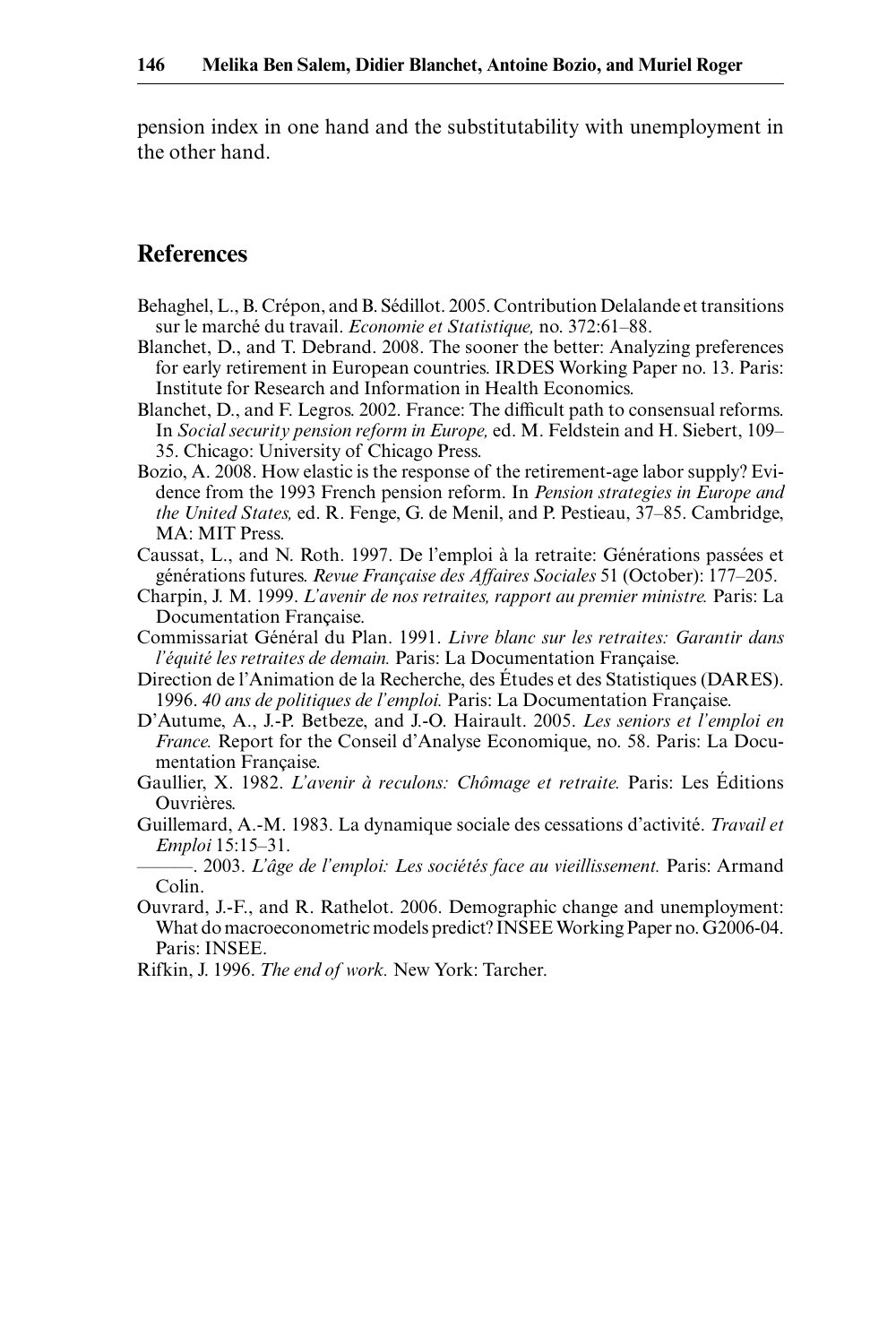pension index in one hand and the substitutability with unemployment in the other hand.

## References

Behaghel, L., B. Crépon, and B. Sédillot. 2005. Contribution Delalande et transitions sur le marché du travail. *Economie et Statistique,* no. 372:61–88.

Blanchet, D., and T. Debrand. 2008. The sooner the better: Analyzing preferences for early retirement in European countries. IRDES Working Paper no. 13. Paris: Institute for Research and Information in Health Economics.

Blanchet, D., and F. Legros. 2002. France: The difficult path to consensual reforms. In *Social security pension reform in Europe,* ed. M. Feldstein and H. Siebert, 109–35. Chicago: University of Chicago Press.

Bozio, A. 2008. How elastic is the response of the retirement-age labor supply? Evidence from the 1993 French pension reform. In *Pension strategies in Europe and the United States,* ed. R. Fenge, G. de Menil, and P. Pestieau, 37–85. Cambridge, MA: MIT Press.

Caussat, L., and N. Roth. 1997. De l'emploi à la retraite: Générations passées et générations futures. *Revue Française des Affaires Sociales* 51 (October): 177–205.

Charpin, J. M. 1999. *L'avenir de nos retraites, rapport au premier ministre.* Paris: La Documentation Française.

Commissariat Général du Plan. 1991. *Livre blanc sur les retraites: Garantir dans l'équité les retraites de demain.* Paris: La Documentation Française.

Direction de l'Animation de la Recherche, des Études et des Statistiques (DARES). 1996. *40 ans de politiques de l'emploi.* Paris: La Documentation Française.

D'Autume, A., J.-P. Betbeze, and J.-O. Hairault. 2005. *Les seniors et l'emploi en France.* Report for the Conseil d'Analyse Economique, no. 58. Paris: La Documentation Française.

Gaullier, X. 1982. *L'avenir à reculons: Chômage et retraite.* Paris: Les Éditions Ouvrières.

Guillemard, A.-M. 1983. La dynamique sociale des cessations d'activité. *Travail et Emploi* 15:15–31.

———. 2003. *L'âge de l'emploi: Les sociétés face au vieillissement.* Paris: Armand Colin.

Ouvrard, J.-F., and R. Rathelot. 2006. Demographic change and unemployment: What do macroeconometric models predict? INSEE Working Paper no. G2006-04. Paris: INSEE.

Rifkin, J. 1996. *The end of work.* New York: Tarcher.